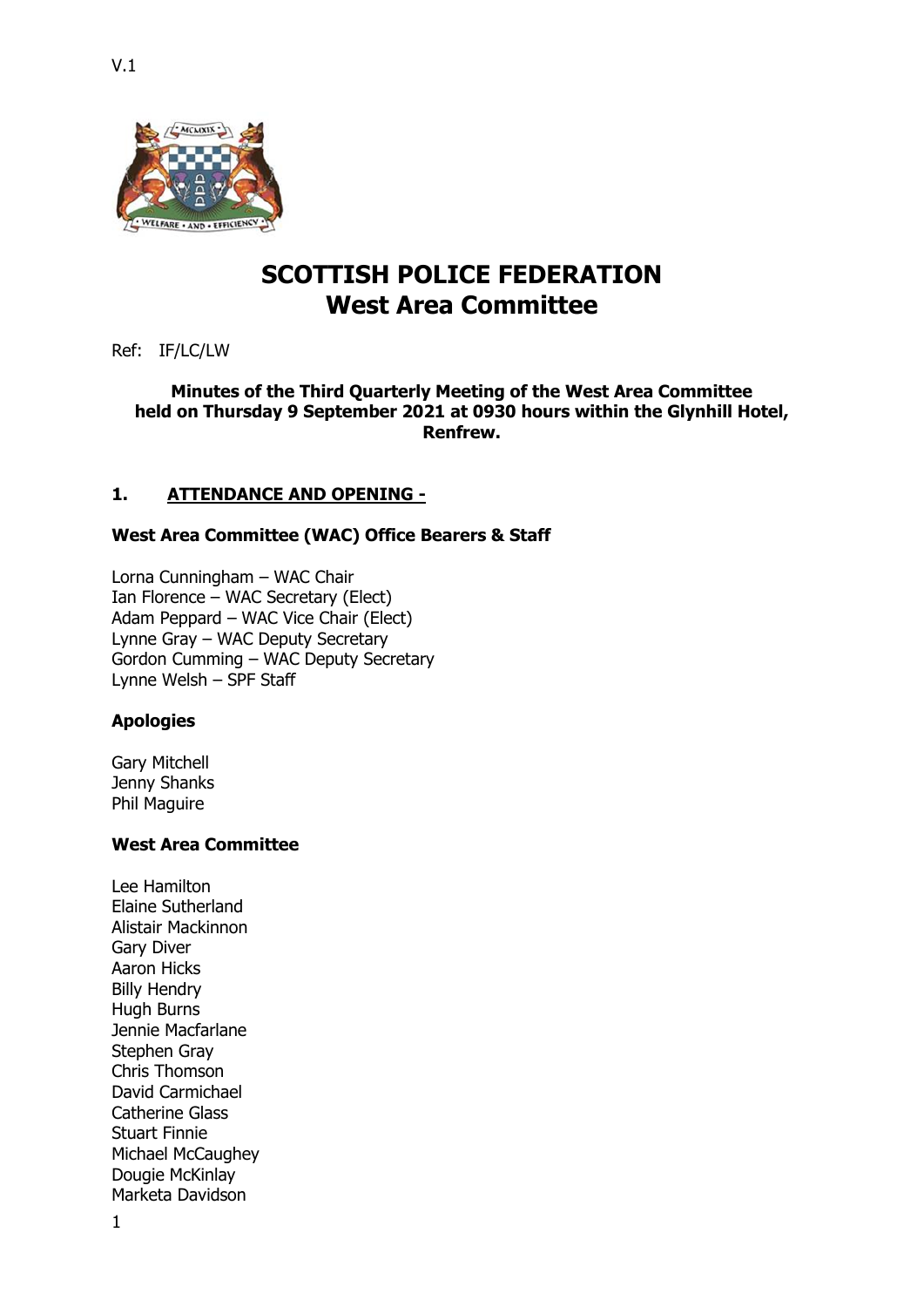V.1

# SCOTTISH POLICE FEDERATION
# West Area Committee

Ref: IF/LC/LW

**Minutes of the Third Quarterly Meeting of the West Area Committee held on Thursday 9 September 2021 at 0930 hours within the Glynhill Hotel, Renfrew.**

## 1. ATTENDANCE AND OPENING -

### West Area Committee (WAC) Office Bearers & Staff

Lorna Cunningham – WAC Chair
Ian Florence – WAC Secretary (Elect)
Adam Peppard – WAC Vice Chair (Elect)
Lynne Gray – WAC Deputy Secretary
Gordon Cumming – WAC Deputy Secretary
Lynne Welsh – SPF Staff

### Apologies

Gary Mitchell
Jenny Shanks
Phil Maguire

### West Area Committee

Lee Hamilton
Elaine Sutherland
Alistair Mackinnon
Gary Diver
Aaron Hicks
Billy Hendry
Hugh Burns
Jennie Macfarlane
Stephen Gray
Chris Thomson
David Carmichael
Catherine Glass
Stuart Finnie
Michael McCaughey
Dougie McKinlay
Marketa Davidson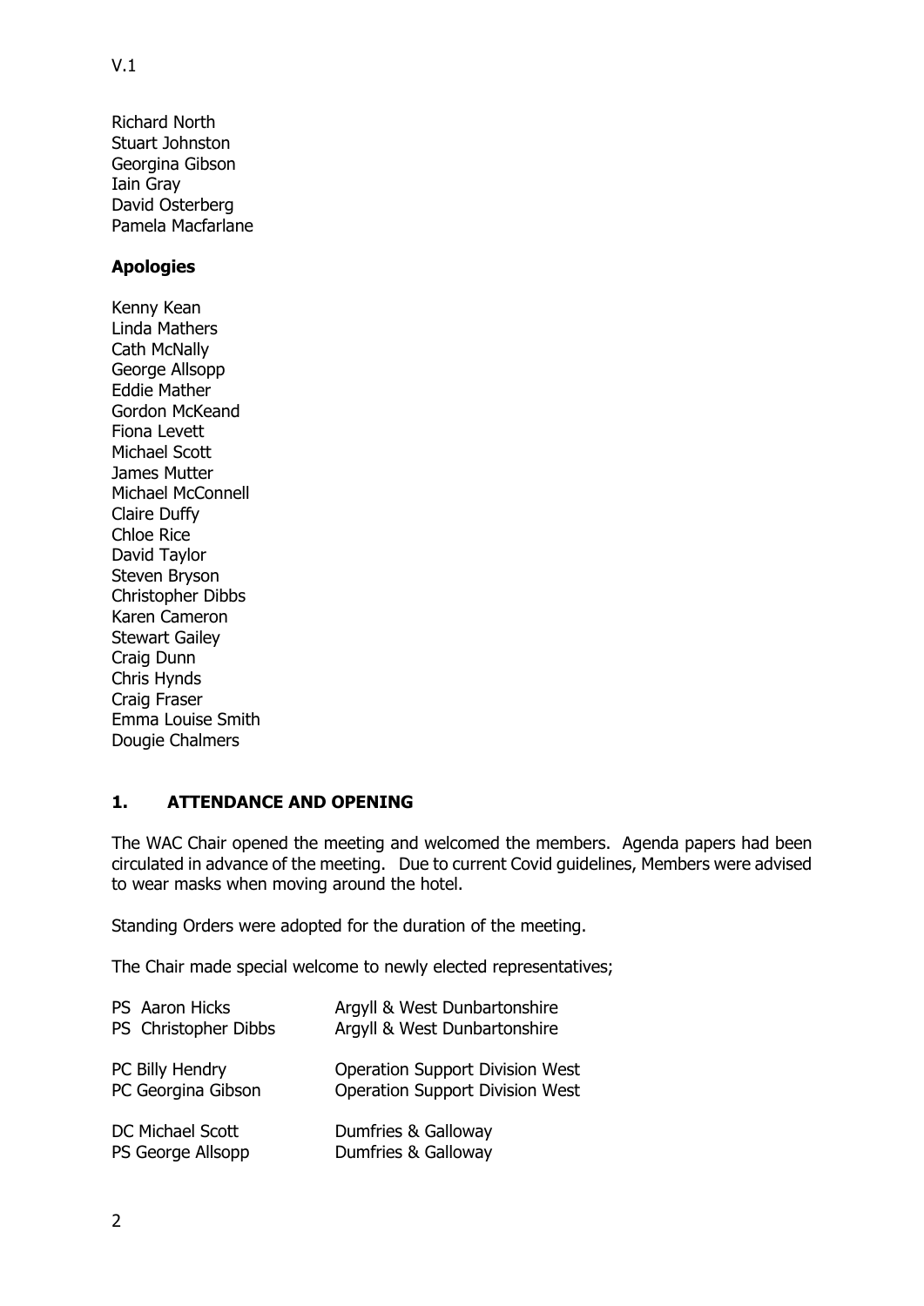V.1

Richard North
Stuart Johnston
Georgina Gibson
Iain Gray
David Osterberg
Pamela Macfarlane

**Apologies**

Kenny Kean
Linda Mathers
Cath McNally
George Allsopp
Eddie Mather
Gordon McKeand
Fiona Levett
Michael Scott
James Mutter
Michael McConnell
Claire Duffy
Chloe Rice
David Taylor
Steven Bryson
Christopher Dibbs
Karen Cameron
Stewart Gailey
Craig Dunn
Chris Hynds
Craig Fraser
Emma Louise Smith
Dougie Chalmers

## 1. ATTENDANCE AND OPENING

The WAC Chair opened the meeting and welcomed the members. Agenda papers had been circulated in advance of the meeting. Due to current Covid guidelines, Members were advised to wear masks when moving around the hotel.

Standing Orders were adopted for the duration of the meeting.

The Chair made special welcome to newly elected representatives;

| | |
|---|---|
| PS Aaron Hicks | Argyll & West Dunbartonshire |
| PS Christopher Dibbs | Argyll & West Dunbartonshire |
| PC Billy Hendry | Operation Support Division West |
| PC Georgina Gibson | Operation Support Division West |
| DC Michael Scott | Dumfries & Galloway |
| PS George Allsopp | Dumfries & Galloway |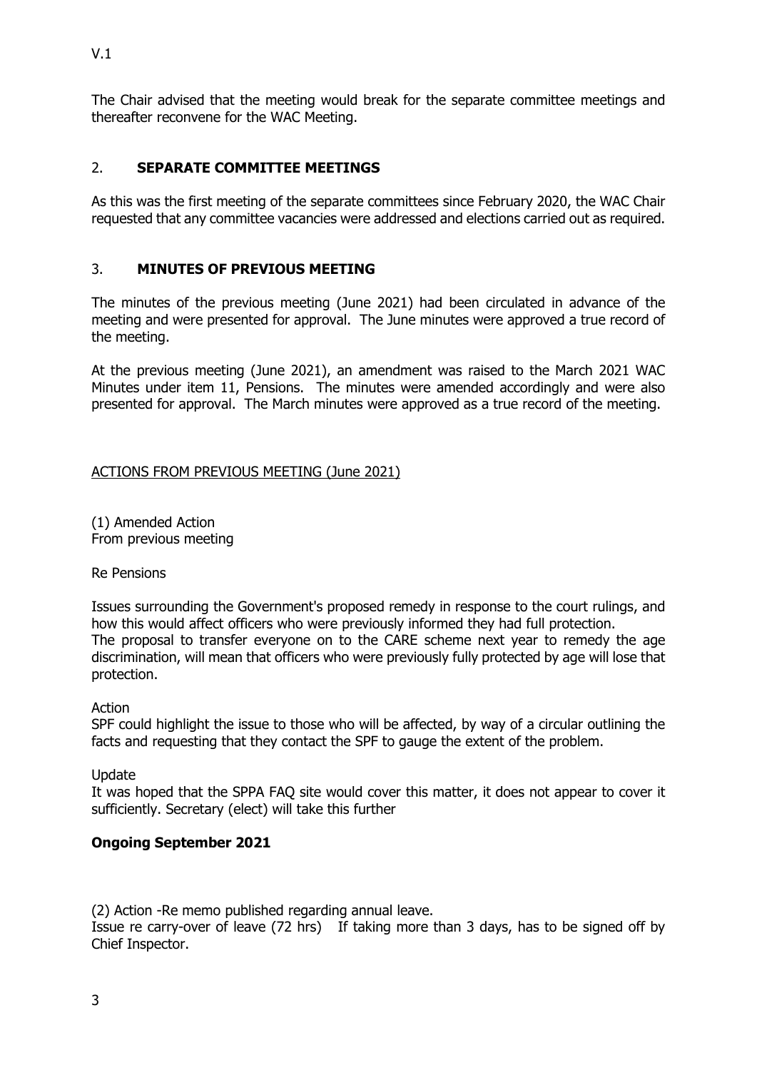The Chair advised that the meeting would break for the separate committee meetings and thereafter reconvene for the WAC Meeting.

## 2. **SEPARATE COMMITTEE MEETINGS**

As this was the first meeting of the separate committees since February 2020, the WAC Chair requested that any committee vacancies were addressed and elections carried out as required.

## 3. **MINUTES OF PREVIOUS MEETING**

The minutes of the previous meeting (June 2021) had been circulated in advance of the meeting and were presented for approval. The June minutes were approved a true record of the meeting.

At the previous meeting (June 2021), an amendment was raised to the March 2021 WAC Minutes under item 11, Pensions. The minutes were amended accordingly and were also presented for approval. The March minutes were approved as a true record of the meeting.

<u>ACTIONS FROM PREVIOUS MEETING (June 2021)</u>

(1) Amended Action
From previous meeting

Re Pensions

Issues surrounding the Government's proposed remedy in response to the court rulings, and how this would affect officers who were previously informed they had full protection.
The proposal to transfer everyone on to the CARE scheme next year to remedy the age discrimination, will mean that officers who were previously fully protected by age will lose that protection.

Action
SPF could highlight the issue to those who will be affected, by way of a circular outlining the facts and requesting that they contact the SPF to gauge the extent of the problem.

Update
It was hoped that the SPPA FAQ site would cover this matter, it does not appear to cover it sufficiently. Secretary (elect) will take this further

**Ongoing September 2021**

(2) Action -Re memo published regarding annual leave.
Issue re carry-over of leave (72 hrs) If taking more than 3 days, has to be signed off by Chief Inspector.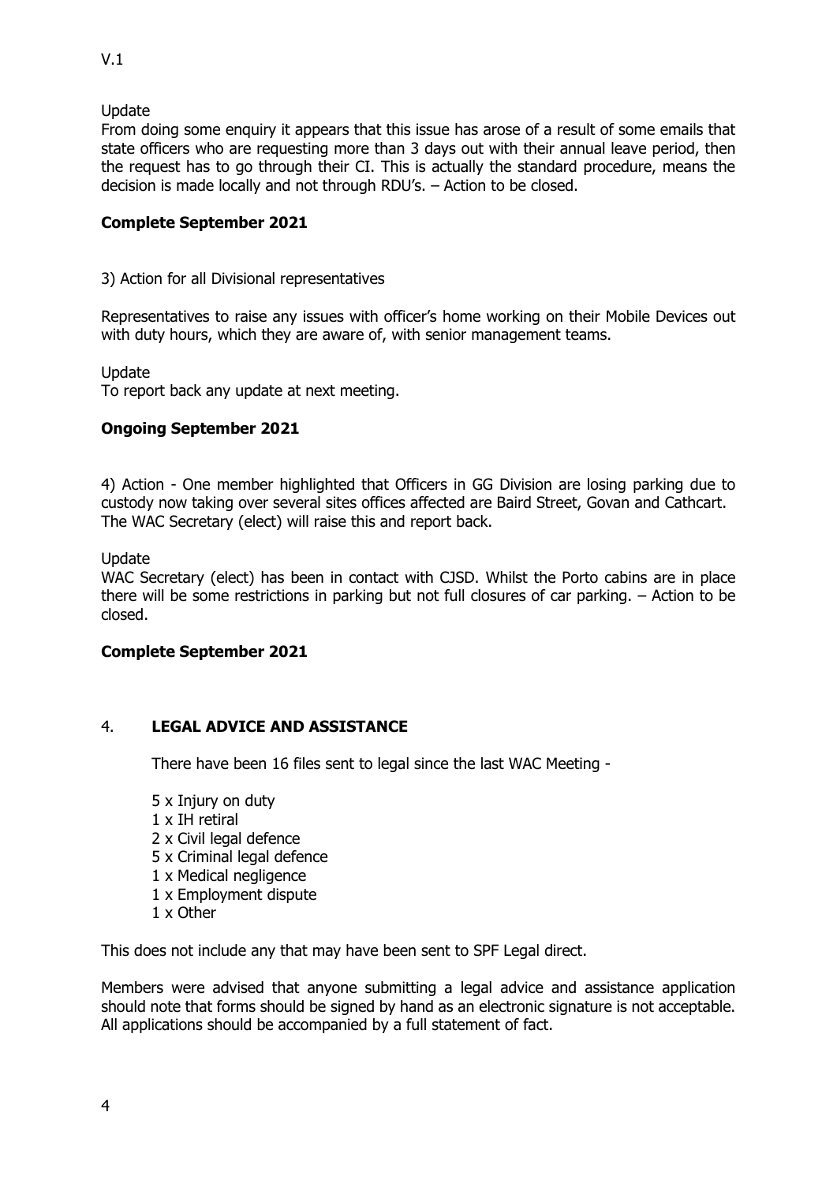Update

From doing some enquiry it appears that this issue has arose of a result of some emails that state officers who are requesting more than 3 days out with their annual leave period, then the request has to go through their CI. This is actually the standard procedure, means the decision is made locally and not through RDU's. – Action to be closed.

**Complete September 2021**

3) Action for all Divisional representatives

Representatives to raise any issues with officer's home working on their Mobile Devices out with duty hours, which they are aware of, with senior management teams.

Update

To report back any update at next meeting.

**Ongoing September 2021**

4) Action - One member highlighted that Officers in GG Division are losing parking due to custody now taking over several sites offices affected are Baird Street, Govan and Cathcart. The WAC Secretary (elect) will raise this and report back.

Update

WAC Secretary (elect) has been in contact with CJSD. Whilst the Porto cabins are in place there will be some restrictions in parking but not full closures of car parking. – Action to be closed.

**Complete September 2021**

## 4. LEGAL ADVICE AND ASSISTANCE

There have been 16 files sent to legal since the last WAC Meeting -

5 x Injury on duty
1 x IH retiral
2 x Civil legal defence
5 x Criminal legal defence
1 x Medical negligence
1 x Employment dispute
1 x Other

This does not include any that may have been sent to SPF Legal direct.

Members were advised that anyone submitting a legal advice and assistance application should note that forms should be signed by hand as an electronic signature is not acceptable. All applications should be accompanied by a full statement of fact.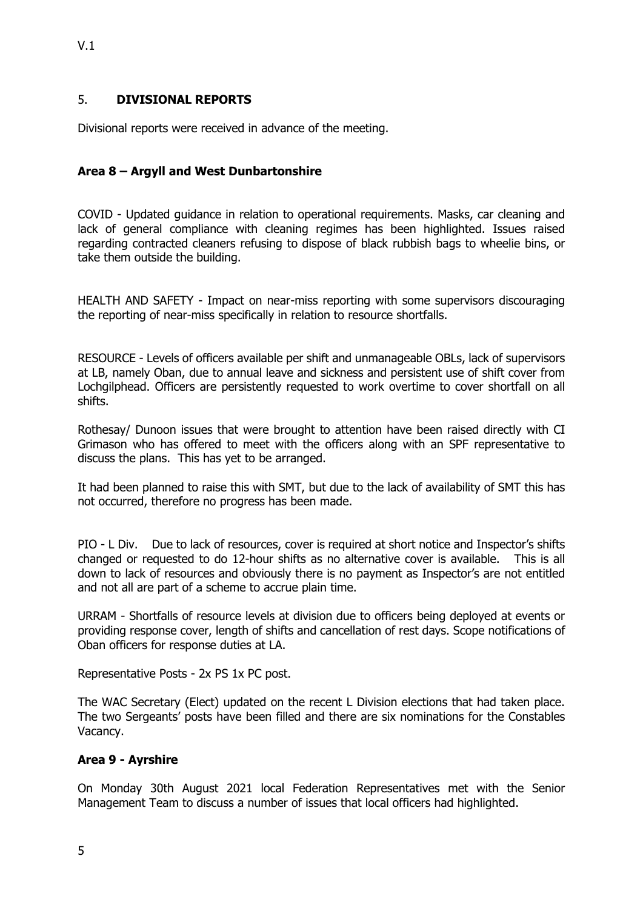## 5. **DIVISIONAL REPORTS**

Divisional reports were received in advance of the meeting.

### **Area 8 – Argyll and West Dunbartonshire**

COVID - Updated guidance in relation to operational requirements. Masks, car cleaning and lack of general compliance with cleaning regimes has been highlighted. Issues raised regarding contracted cleaners refusing to dispose of black rubbish bags to wheelie bins, or take them outside the building.

HEALTH AND SAFETY - Impact on near-miss reporting with some supervisors discouraging the reporting of near-miss specifically in relation to resource shortfalls.

RESOURCE - Levels of officers available per shift and unmanageable OBLs, lack of supervisors at LB, namely Oban, due to annual leave and sickness and persistent use of shift cover from Lochgilphead. Officers are persistently requested to work overtime to cover shortfall on all shifts.

Rothesay/ Dunoon issues that were brought to attention have been raised directly with CI Grimason who has offered to meet with the officers along with an SPF representative to discuss the plans. This has yet to be arranged.

It had been planned to raise this with SMT, but due to the lack of availability of SMT this has not occurred, therefore no progress has been made.

PIO - L Div. Due to lack of resources, cover is required at short notice and Inspector's shifts changed or requested to do 12-hour shifts as no alternative cover is available. This is all down to lack of resources and obviously there is no payment as Inspector's are not entitled and not all are part of a scheme to accrue plain time.

URRAM - Shortfalls of resource levels at division due to officers being deployed at events or providing response cover, length of shifts and cancellation of rest days. Scope notifications of Oban officers for response duties at LA.

Representative Posts - 2x PS 1x PC post.

The WAC Secretary (Elect) updated on the recent L Division elections that had taken place. The two Sergeants' posts have been filled and there are six nominations for the Constables Vacancy.

### **Area 9 - Ayrshire**

On Monday 30th August 2021 local Federation Representatives met with the Senior Management Team to discuss a number of issues that local officers had highlighted.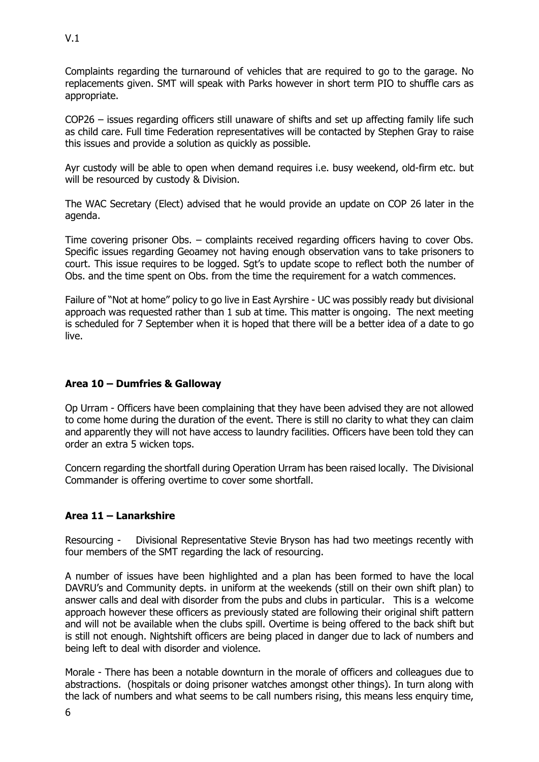Complaints regarding the turnaround of vehicles that are required to go to the garage. No replacements given. SMT will speak with Parks however in short term PIO to shuffle cars as appropriate.

COP26 – issues regarding officers still unaware of shifts and set up affecting family life such as child care. Full time Federation representatives will be contacted by Stephen Gray to raise this issues and provide a solution as quickly as possible.

Ayr custody will be able to open when demand requires i.e. busy weekend, old-firm etc. but will be resourced by custody & Division.

The WAC Secretary (Elect) advised that he would provide an update on COP 26 later in the agenda.

Time covering prisoner Obs. – complaints received regarding officers having to cover Obs. Specific issues regarding Geoamey not having enough observation vans to take prisoners to court. This issue requires to be logged. Sgt's to update scope to reflect both the number of Obs. and the time spent on Obs. from the time the requirement for a watch commences.

Failure of "Not at home" policy to go live in East Ayrshire - UC was possibly ready but divisional approach was requested rather than 1 sub at time. This matter is ongoing. The next meeting is scheduled for 7 September when it is hoped that there will be a better idea of a date to go live.

**Area 10 – Dumfries & Galloway**

Op Urram - Officers have been complaining that they have been advised they are not allowed to come home during the duration of the event. There is still no clarity to what they can claim and apparently they will not have access to laundry facilities. Officers have been told they can order an extra 5 wicken tops.

Concern regarding the shortfall during Operation Urram has been raised locally. The Divisional Commander is offering overtime to cover some shortfall.

**Area 11 – Lanarkshire**

Resourcing - Divisional Representative Stevie Bryson has had two meetings recently with four members of the SMT regarding the lack of resourcing.

A number of issues have been highlighted and a plan has been formed to have the local DAVRU's and Community depts. in uniform at the weekends (still on their own shift plan) to answer calls and deal with disorder from the pubs and clubs in particular. This is a welcome approach however these officers as previously stated are following their original shift pattern and will not be available when the clubs spill. Overtime is being offered to the back shift but is still not enough. Nightshift officers are being placed in danger due to lack of numbers and being left to deal with disorder and violence.

Morale - There has been a notable downturn in the morale of officers and colleagues due to abstractions. (hospitals or doing prisoner watches amongst other things). In turn along with the lack of numbers and what seems to be call numbers rising, this means less enquiry time,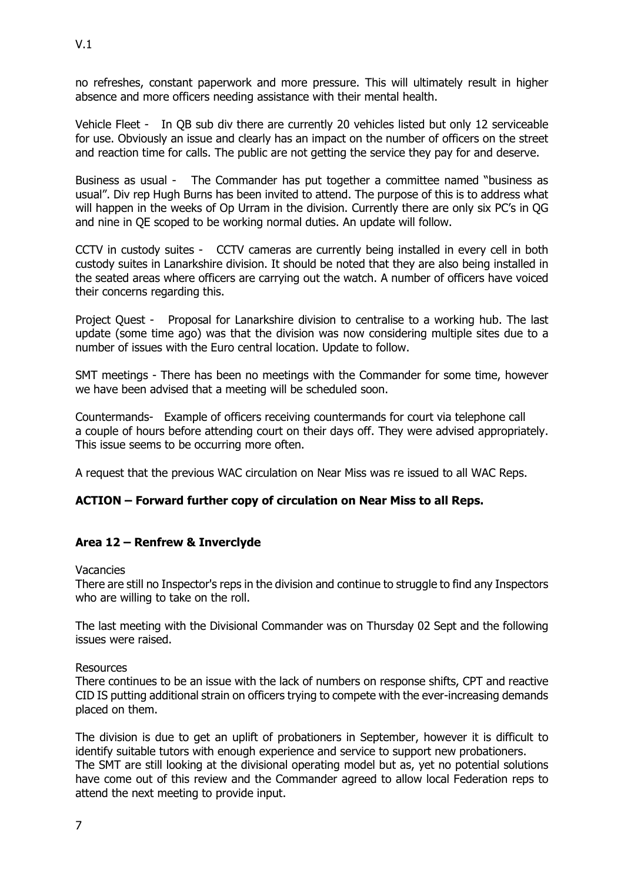no refreshes, constant paperwork and more pressure. This will ultimately result in higher absence and more officers needing assistance with their mental health.

Vehicle Fleet - In QB sub div there are currently 20 vehicles listed but only 12 serviceable for use. Obviously an issue and clearly has an impact on the number of officers on the street and reaction time for calls. The public are not getting the service they pay for and deserve.

Business as usual - The Commander has put together a committee named "business as usual". Div rep Hugh Burns has been invited to attend. The purpose of this is to address what will happen in the weeks of Op Urram in the division. Currently there are only six PC's in QG and nine in QE scoped to be working normal duties. An update will follow.

CCTV in custody suites - CCTV cameras are currently being installed in every cell in both custody suites in Lanarkshire division. It should be noted that they are also being installed in the seated areas where officers are carrying out the watch. A number of officers have voiced their concerns regarding this.

Project Quest - Proposal for Lanarkshire division to centralise to a working hub. The last update (some time ago) was that the division was now considering multiple sites due to a number of issues with the Euro central location. Update to follow.

SMT meetings - There has been no meetings with the Commander for some time, however we have been advised that a meeting will be scheduled soon.

Countermands- Example of officers receiving countermands for court via telephone call a couple of hours before attending court on their days off. They were advised appropriately. This issue seems to be occurring more often.

A request that the previous WAC circulation on Near Miss was re issued to all WAC Reps.

**ACTION – Forward further copy of circulation on Near Miss to all Reps.**

**Area 12 – Renfrew & Inverclyde**

Vacancies
There are still no Inspector's reps in the division and continue to struggle to find any Inspectors who are willing to take on the roll.

The last meeting with the Divisional Commander was on Thursday 02 Sept and the following issues were raised.

Resources
There continues to be an issue with the lack of numbers on response shifts, CPT and reactive CID IS putting additional strain on officers trying to compete with the ever-increasing demands placed on them.

The division is due to get an uplift of probationers in September, however it is difficult to identify suitable tutors with enough experience and service to support new probationers. The SMT are still looking at the divisional operating model but as, yet no potential solutions have come out of this review and the Commander agreed to allow local Federation reps to attend the next meeting to provide input.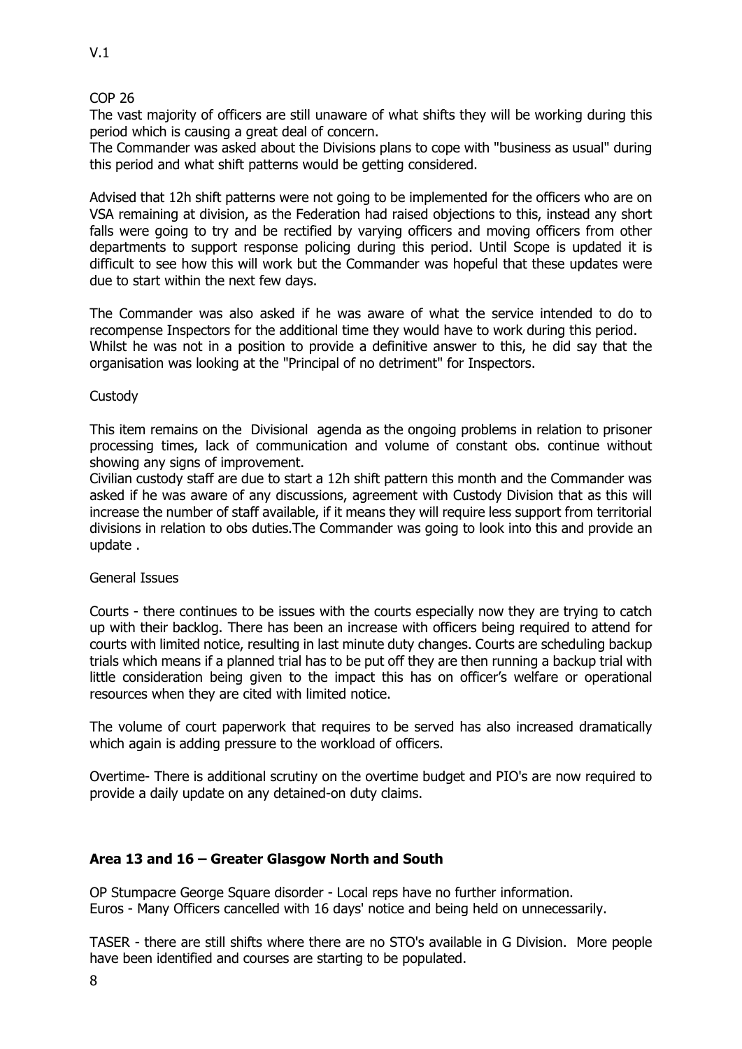V.1

COP 26

The vast majority of officers are still unaware of what shifts they will be working during this period which is causing a great deal of concern.

The Commander was asked about the Divisions plans to cope with "business as usual" during this period and what shift patterns would be getting considered.

Advised that 12h shift patterns were not going to be implemented for the officers who are on VSA remaining at division, as the Federation had raised objections to this, instead any short falls were going to try and be rectified by varying officers and moving officers from other departments to support response policing during this period. Until Scope is updated it is difficult to see how this will work but the Commander was hopeful that these updates were due to start within the next few days.

The Commander was also asked if he was aware of what the service intended to do to recompense Inspectors for the additional time they would have to work during this period. Whilst he was not in a position to provide a definitive answer to this, he did say that the organisation was looking at the "Principal of no detriment" for Inspectors.

Custody

This item remains on the Divisional agenda as the ongoing problems in relation to prisoner processing times, lack of communication and volume of constant obs. continue without showing any signs of improvement.

Civilian custody staff are due to start a 12h shift pattern this month and the Commander was asked if he was aware of any discussions, agreement with Custody Division that as this will increase the number of staff available, if it means they will require less support from territorial divisions in relation to obs duties.The Commander was going to look into this and provide an update .

General Issues

Courts - there continues to be issues with the courts especially now they are trying to catch up with their backlog. There has been an increase with officers being required to attend for courts with limited notice, resulting in last minute duty changes. Courts are scheduling backup trials which means if a planned trial has to be put off they are then running a backup trial with little consideration being given to the impact this has on officer's welfare or operational resources when they are cited with limited notice.

The volume of court paperwork that requires to be served has also increased dramatically which again is adding pressure to the workload of officers.

Overtime- There is additional scrutiny on the overtime budget and PIO's are now required to provide a daily update on any detained-on duty claims.

**Area 13 and 16 – Greater Glasgow North and South**

OP Stumpacre George Square disorder - Local reps have no further information.
Euros - Many Officers cancelled with 16 days' notice and being held on unnecessarily.

TASER - there are still shifts where there are no STO's available in G Division. More people have been identified and courses are starting to be populated.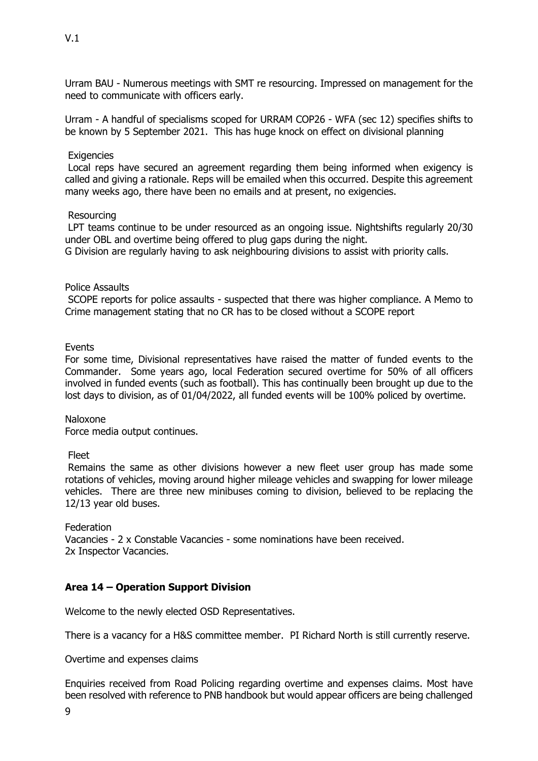Urram BAU - Numerous meetings with SMT re resourcing. Impressed on management for the need to communicate with officers early.

Urram - A handful of specialisms scoped for URRAM COP26 - WFA (sec 12) specifies shifts to be known by 5 September 2021. This has huge knock on effect on divisional planning

Exigencies

Local reps have secured an agreement regarding them being informed when exigency is called and giving a rationale. Reps will be emailed when this occurred. Despite this agreement many weeks ago, there have been no emails and at present, no exigencies.

Resourcing

LPT teams continue to be under resourced as an ongoing issue. Nightshifts regularly 20/30 under OBL and overtime being offered to plug gaps during the night.
G Division are regularly having to ask neighbouring divisions to assist with priority calls.

Police Assaults

SCOPE reports for police assaults - suspected that there was higher compliance. A Memo to Crime management stating that no CR has to be closed without a SCOPE report

Events

For some time, Divisional representatives have raised the matter of funded events to the Commander. Some years ago, local Federation secured overtime for 50% of all officers involved in funded events (such as football). This has continually been brought up due to the lost days to division, as of 01/04/2022, all funded events will be 100% policed by overtime.

Naloxone

Force media output continues.

Fleet

Remains the same as other divisions however a new fleet user group has made some rotations of vehicles, moving around higher mileage vehicles and swapping for lower mileage vehicles. There are three new minibuses coming to division, believed to be replacing the 12/13 year old buses.

Federation

Vacancies - 2 x Constable Vacancies - some nominations have been received.
2x Inspector Vacancies.

**Area 14 – Operation Support Division**

Welcome to the newly elected OSD Representatives.

There is a vacancy for a H&S committee member. PI Richard North is still currently reserve.

Overtime and expenses claims

Enquiries received from Road Policing regarding overtime and expenses claims. Most have been resolved with reference to PNB handbook but would appear officers are being challenged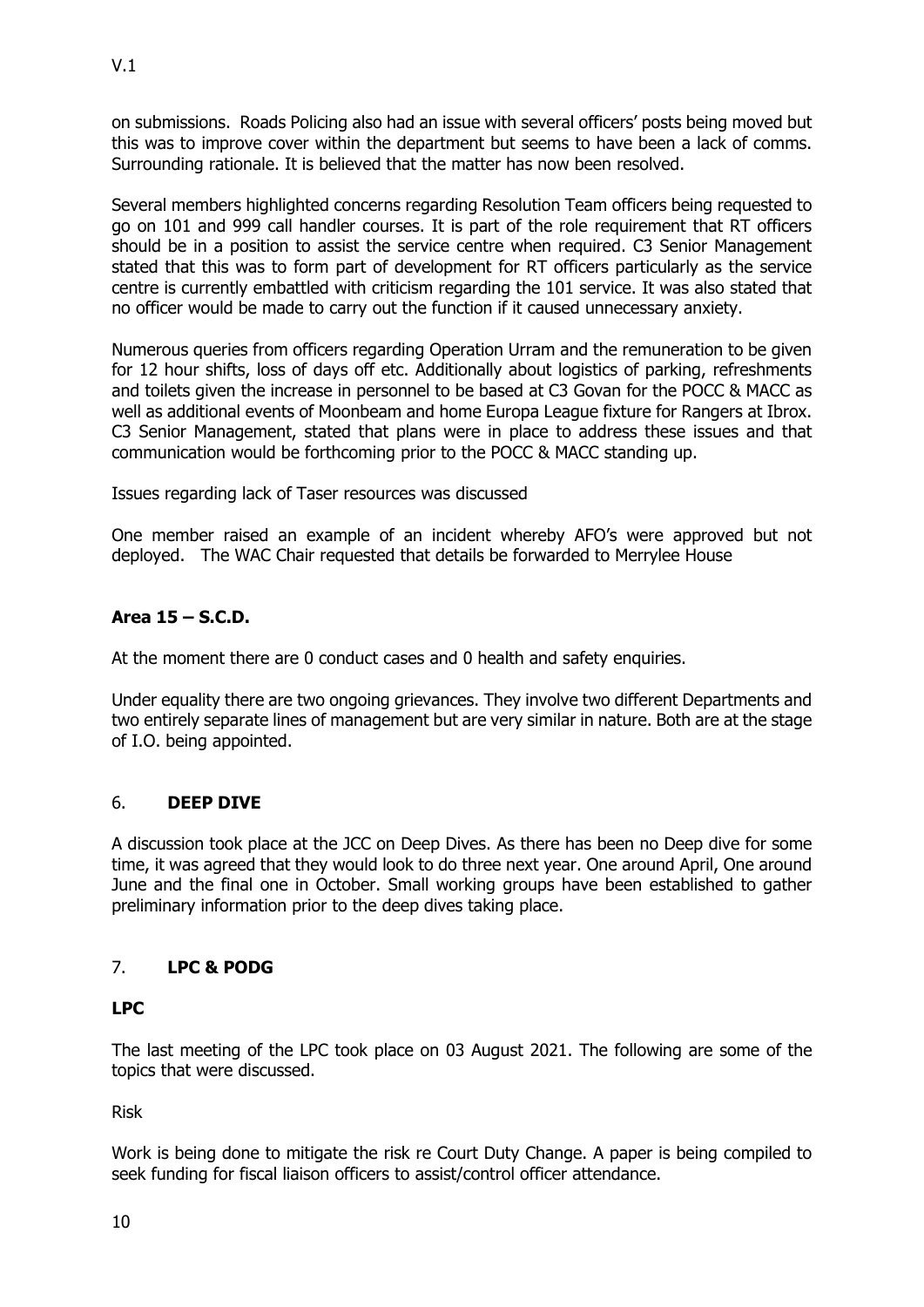on submissions. Roads Policing also had an issue with several officers' posts being moved but this was to improve cover within the department but seems to have been a lack of comms. Surrounding rationale. It is believed that the matter has now been resolved.

Several members highlighted concerns regarding Resolution Team officers being requested to go on 101 and 999 call handler courses. It is part of the role requirement that RT officers should be in a position to assist the service centre when required. C3 Senior Management stated that this was to form part of development for RT officers particularly as the service centre is currently embattled with criticism regarding the 101 service. It was also stated that no officer would be made to carry out the function if it caused unnecessary anxiety.

Numerous queries from officers regarding Operation Urram and the remuneration to be given for 12 hour shifts, loss of days off etc. Additionally about logistics of parking, refreshments and toilets given the increase in personnel to be based at C3 Govan for the POCC & MACC as well as additional events of Moonbeam and home Europa League fixture for Rangers at Ibrox. C3 Senior Management, stated that plans were in place to address these issues and that communication would be forthcoming prior to the POCC & MACC standing up.

Issues regarding lack of Taser resources was discussed

One member raised an example of an incident whereby AFO's were approved but not deployed. The WAC Chair requested that details be forwarded to Merrylee House

**Area 15 – S.C.D.**

At the moment there are 0 conduct cases and 0 health and safety enquiries.

Under equality there are two ongoing grievances. They involve two different Departments and two entirely separate lines of management but are very similar in nature. Both are at the stage of I.O. being appointed.

## 6. **DEEP DIVE**

A discussion took place at the JCC on Deep Dives. As there has been no Deep dive for some time, it was agreed that they would look to do three next year. One around April, One around June and the final one in October. Small working groups have been established to gather preliminary information prior to the deep dives taking place.

## 7. **LPC & PODG**

**LPC**

The last meeting of the LPC took place on 03 August 2021. The following are some of the topics that were discussed.

Risk

Work is being done to mitigate the risk re Court Duty Change. A paper is being compiled to seek funding for fiscal liaison officers to assist/control officer attendance.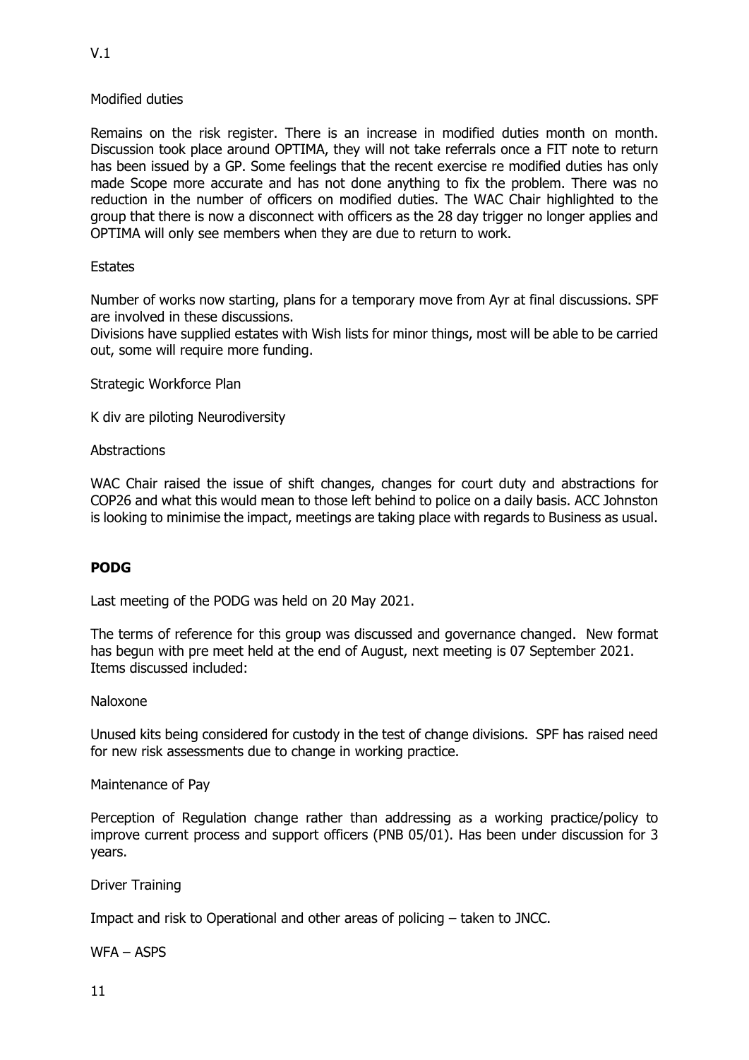Modified duties

Remains on the risk register. There is an increase in modified duties month on month. Discussion took place around OPTIMA, they will not take referrals once a FIT note to return has been issued by a GP. Some feelings that the recent exercise re modified duties has only made Scope more accurate and has not done anything to fix the problem. There was no reduction in the number of officers on modified duties. The WAC Chair highlighted to the group that there is now a disconnect with officers as the 28 day trigger no longer applies and OPTIMA will only see members when they are due to return to work.

Estates

Number of works now starting, plans for a temporary move from Ayr at final discussions. SPF are involved in these discussions.
Divisions have supplied estates with Wish lists for minor things, most will be able to be carried out, some will require more funding.

Strategic Workforce Plan

K div are piloting Neurodiversity

Abstractions

WAC Chair raised the issue of shift changes, changes for court duty and abstractions for COP26 and what this would mean to those left behind to police on a daily basis. ACC Johnston is looking to minimise the impact, meetings are taking place with regards to Business as usual.

## PODG

Last meeting of the PODG was held on 20 May 2021.

The terms of reference for this group was discussed and governance changed. New format has begun with pre meet held at the end of August, next meeting is 07 September 2021. Items discussed included:

Naloxone

Unused kits being considered for custody in the test of change divisions. SPF has raised need for new risk assessments due to change in working practice.

Maintenance of Pay

Perception of Regulation change rather than addressing as a working practice/policy to improve current process and support officers (PNB 05/01). Has been under discussion for 3 years.

Driver Training

Impact and risk to Operational and other areas of policing – taken to JNCC.

WFA – ASPS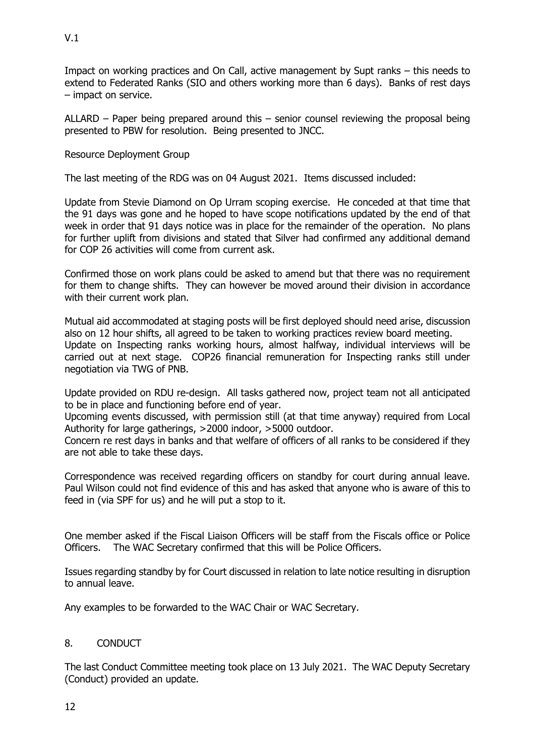Impact on working practices and On Call, active management by Supt ranks – this needs to extend to Federated Ranks (SIO and others working more than 6 days). Banks of rest days – impact on service.

ALLARD – Paper being prepared around this – senior counsel reviewing the proposal being presented to PBW for resolution. Being presented to JNCC.

Resource Deployment Group

The last meeting of the RDG was on 04 August 2021. Items discussed included:

Update from Stevie Diamond on Op Urram scoping exercise. He conceded at that time that the 91 days was gone and he hoped to have scope notifications updated by the end of that week in order that 91 days notice was in place for the remainder of the operation. No plans for further uplift from divisions and stated that Silver had confirmed any additional demand for COP 26 activities will come from current ask.

Confirmed those on work plans could be asked to amend but that there was no requirement for them to change shifts. They can however be moved around their division in accordance with their current work plan.

Mutual aid accommodated at staging posts will be first deployed should need arise, discussion also on 12 hour shifts, all agreed to be taken to working practices review board meeting.
Update on Inspecting ranks working hours, almost halfway, individual interviews will be carried out at next stage. COP26 financial remuneration for Inspecting ranks still under negotiation via TWG of PNB.

Update provided on RDU re-design. All tasks gathered now, project team not all anticipated to be in place and functioning before end of year.
Upcoming events discussed, with permission still (at that time anyway) required from Local Authority for large gatherings, >2000 indoor, >5000 outdoor.
Concern re rest days in banks and that welfare of officers of all ranks to be considered if they are not able to take these days.

Correspondence was received regarding officers on standby for court during annual leave. Paul Wilson could not find evidence of this and has asked that anyone who is aware of this to feed in (via SPF for us) and he will put a stop to it.

One member asked if the Fiscal Liaison Officers will be staff from the Fiscals office or Police Officers. The WAC Secretary confirmed that this will be Police Officers.

Issues regarding standby by for Court discussed in relation to late notice resulting in disruption to annual leave.

Any examples to be forwarded to the WAC Chair or WAC Secretary.

## 8. CONDUCT

The last Conduct Committee meeting took place on 13 July 2021. The WAC Deputy Secretary (Conduct) provided an update.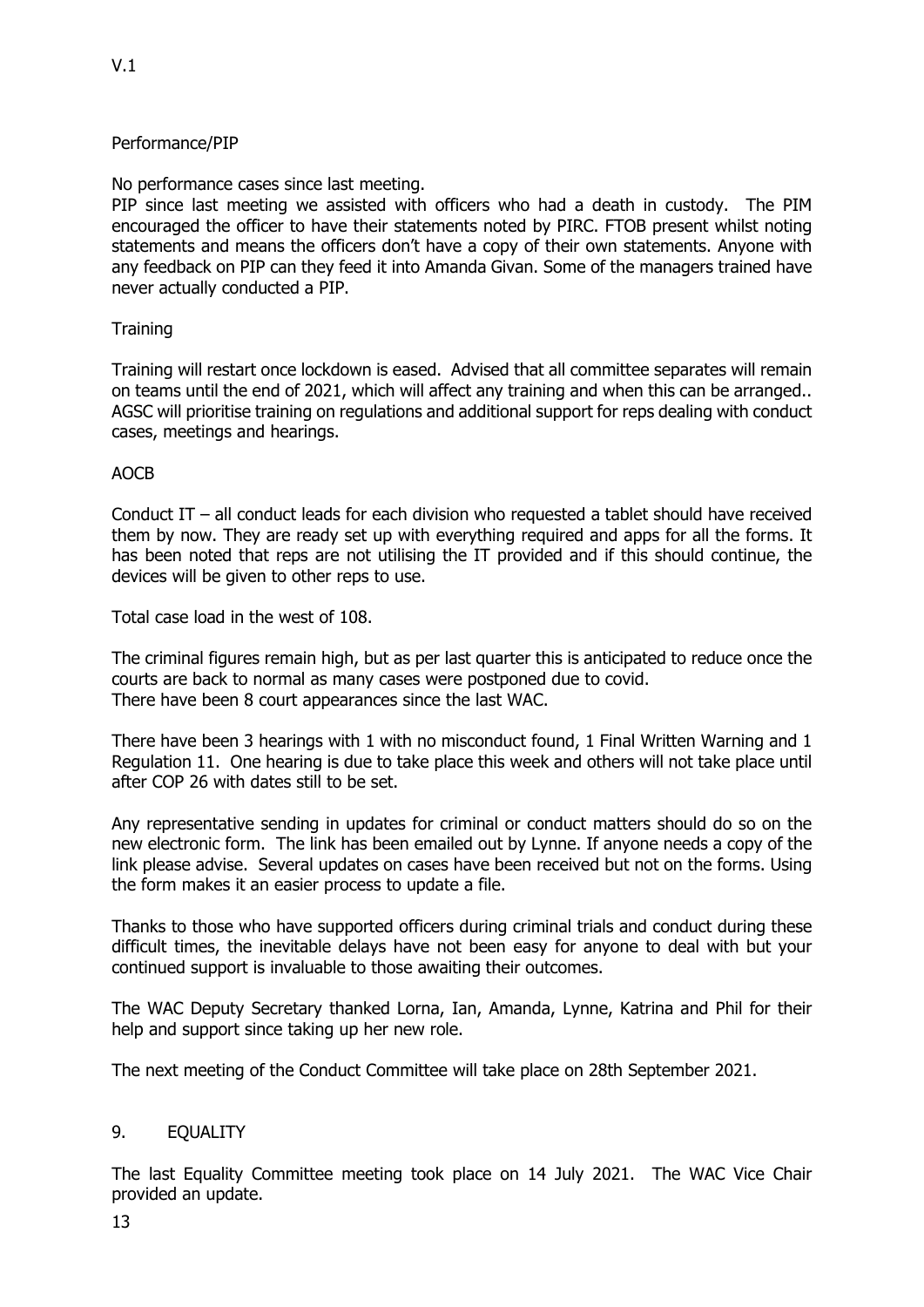Performance/PIP

No performance cases since last meeting.

PIP since last meeting we assisted with officers who had a death in custody. The PIM encouraged the officer to have their statements noted by PIRC. FTOB present whilst noting statements and means the officers don't have a copy of their own statements. Anyone with any feedback on PIP can they feed it into Amanda Givan. Some of the managers trained have never actually conducted a PIP.

Training

Training will restart once lockdown is eased. Advised that all committee separates will remain on teams until the end of 2021, which will affect any training and when this can be arranged.. AGSC will prioritise training on regulations and additional support for reps dealing with conduct cases, meetings and hearings.

AOCB

Conduct IT – all conduct leads for each division who requested a tablet should have received them by now. They are ready set up with everything required and apps for all the forms. It has been noted that reps are not utilising the IT provided and if this should continue, the devices will be given to other reps to use.

Total case load in the west of 108.

The criminal figures remain high, but as per last quarter this is anticipated to reduce once the courts are back to normal as many cases were postponed due to covid.
There have been 8 court appearances since the last WAC.

There have been 3 hearings with 1 with no misconduct found, 1 Final Written Warning and 1 Regulation 11. One hearing is due to take place this week and others will not take place until after COP 26 with dates still to be set.

Any representative sending in updates for criminal or conduct matters should do so on the new electronic form. The link has been emailed out by Lynne. If anyone needs a copy of the link please advise. Several updates on cases have been received but not on the forms. Using the form makes it an easier process to update a file.

Thanks to those who have supported officers during criminal trials and conduct during these difficult times, the inevitable delays have not been easy for anyone to deal with but your continued support is invaluable to those awaiting their outcomes.

The WAC Deputy Secretary thanked Lorna, Ian, Amanda, Lynne, Katrina and Phil for their help and support since taking up her new role.

The next meeting of the Conduct Committee will take place on 28th September 2021.

## 9. EQUALITY

The last Equality Committee meeting took place on 14 July 2021. The WAC Vice Chair provided an update.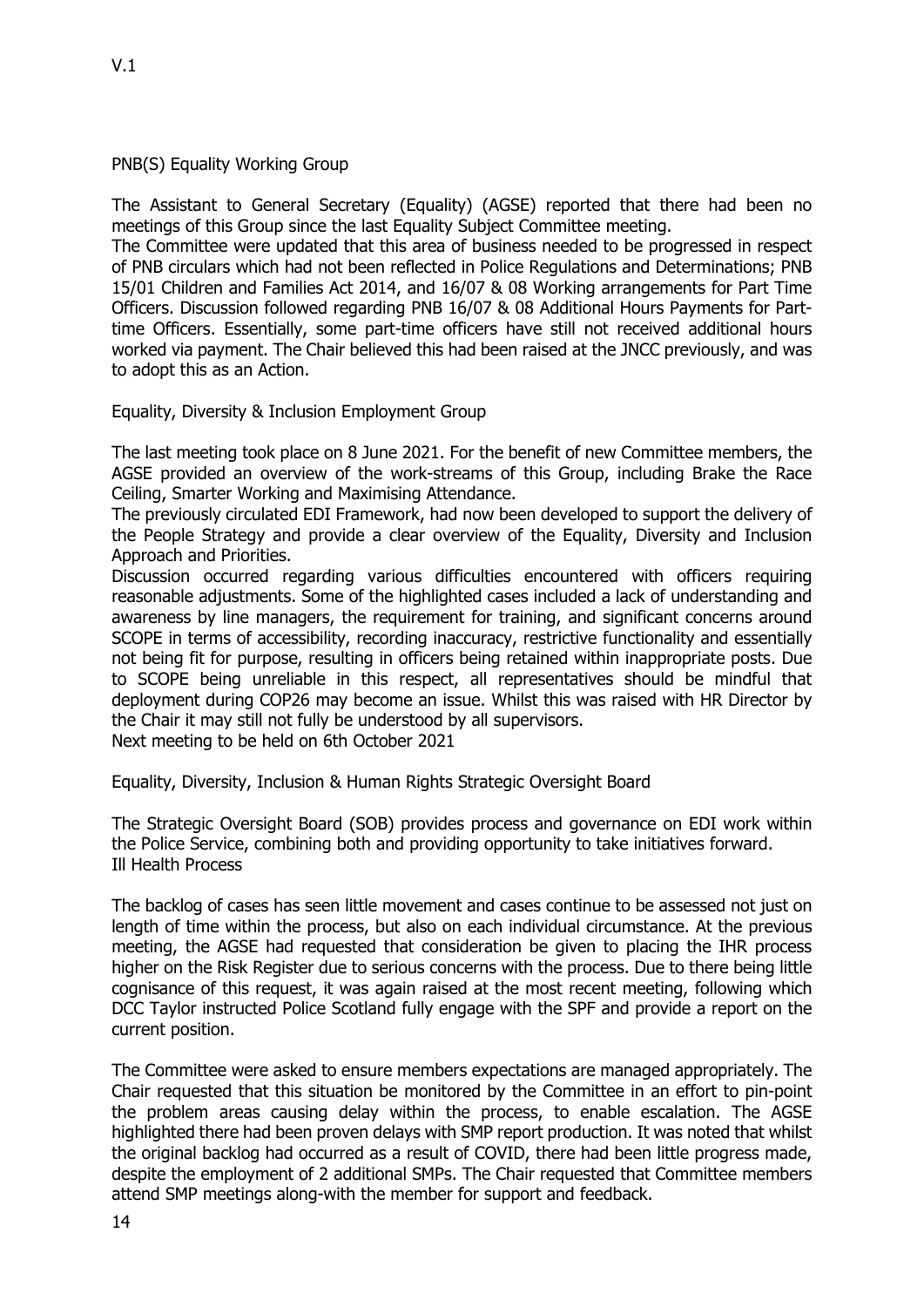## PNB(S) Equality Working Group

The Assistant to General Secretary (Equality) (AGSE) reported that there had been no meetings of this Group since the last Equality Subject Committee meeting.
The Committee were updated that this area of business needed to be progressed in respect of PNB circulars which had not been reflected in Police Regulations and Determinations; PNB 15/01 Children and Families Act 2014, and 16/07 & 08 Working arrangements for Part Time Officers. Discussion followed regarding PNB 16/07 & 08 Additional Hours Payments for Part-time Officers. Essentially, some part-time officers have still not received additional hours worked via payment. The Chair believed this had been raised at the JNCC previously, and was to adopt this as an Action.

## Equality, Diversity & Inclusion Employment Group

The last meeting took place on 8 June 2021. For the benefit of new Committee members, the AGSE provided an overview of the work-streams of this Group, including Brake the Race Ceiling, Smarter Working and Maximising Attendance.
The previously circulated EDI Framework, had now been developed to support the delivery of the People Strategy and provide a clear overview of the Equality, Diversity and Inclusion Approach and Priorities.
Discussion occurred regarding various difficulties encountered with officers requiring reasonable adjustments. Some of the highlighted cases included a lack of understanding and awareness by line managers, the requirement for training, and significant concerns around SCOPE in terms of accessibility, recording inaccuracy, restrictive functionality and essentially not being fit for purpose, resulting in officers being retained within inappropriate posts. Due to SCOPE being unreliable in this respect, all representatives should be mindful that deployment during COP26 may become an issue. Whilst this was raised with HR Director by the Chair it may still not fully be understood by all supervisors.
Next meeting to be held on 6th October 2021

## Equality, Diversity, Inclusion & Human Rights Strategic Oversight Board

The Strategic Oversight Board (SOB) provides process and governance on EDI work within the Police Service, combining both and providing opportunity to take initiatives forward.

## Ill Health Process

The backlog of cases has seen little movement and cases continue to be assessed not just on length of time within the process, but also on each individual circumstance. At the previous meeting, the AGSE had requested that consideration be given to placing the IHR process higher on the Risk Register due to serious concerns with the process. Due to there being little cognisance of this request, it was again raised at the most recent meeting, following which DCC Taylor instructed Police Scotland fully engage with the SPF and provide a report on the current position.

The Committee were asked to ensure members expectations are managed appropriately. The Chair requested that this situation be monitored by the Committee in an effort to pin-point the problem areas causing delay within the process, to enable escalation. The AGSE highlighted there had been proven delays with SMP report production. It was noted that whilst the original backlog had occurred as a result of COVID, there had been little progress made, despite the employment of 2 additional SMPs. The Chair requested that Committee members attend SMP meetings along-with the member for support and feedback.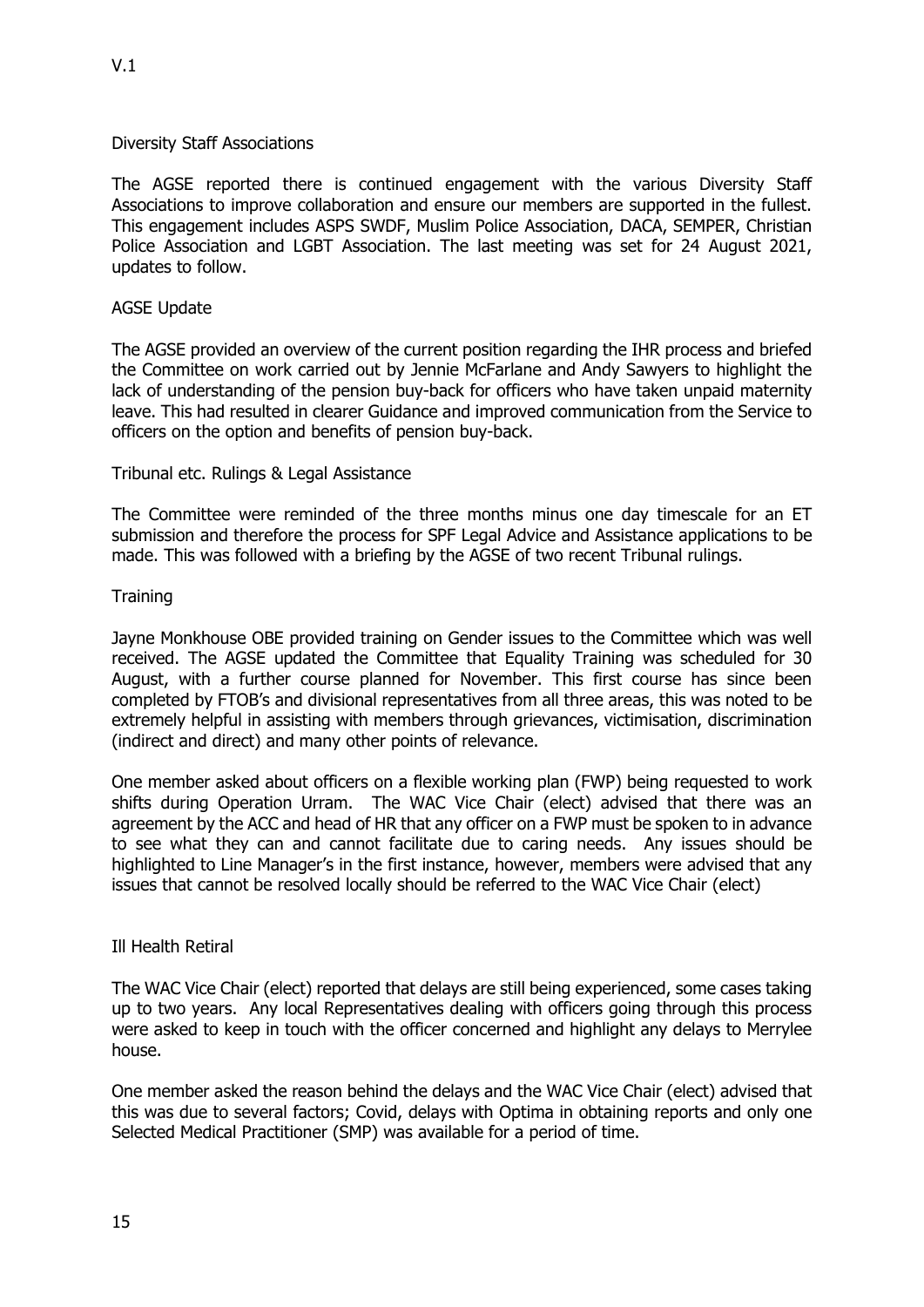Diversity Staff Associations

The AGSE reported there is continued engagement with the various Diversity Staff Associations to improve collaboration and ensure our members are supported in the fullest. This engagement includes ASPS SWDF, Muslim Police Association, DACA, SEMPER, Christian Police Association and LGBT Association. The last meeting was set for 24 August 2021, updates to follow.

AGSE Update

The AGSE provided an overview of the current position regarding the IHR process and briefed the Committee on work carried out by Jennie McFarlane and Andy Sawyers to highlight the lack of understanding of the pension buy-back for officers who have taken unpaid maternity leave. This had resulted in clearer Guidance and improved communication from the Service to officers on the option and benefits of pension buy-back.

Tribunal etc. Rulings & Legal Assistance

The Committee were reminded of the three months minus one day timescale for an ET submission and therefore the process for SPF Legal Advice and Assistance applications to be made. This was followed with a briefing by the AGSE of two recent Tribunal rulings.

Training

Jayne Monkhouse OBE provided training on Gender issues to the Committee which was well received. The AGSE updated the Committee that Equality Training was scheduled for 30 August, with a further course planned for November. This first course has since been completed by FTOB's and divisional representatives from all three areas, this was noted to be extremely helpful in assisting with members through grievances, victimisation, discrimination (indirect and direct) and many other points of relevance.

One member asked about officers on a flexible working plan (FWP) being requested to work shifts during Operation Urram. The WAC Vice Chair (elect) advised that there was an agreement by the ACC and head of HR that any officer on a FWP must be spoken to in advance to see what they can and cannot facilitate due to caring needs. Any issues should be highlighted to Line Manager's in the first instance, however, members were advised that any issues that cannot be resolved locally should be referred to the WAC Vice Chair (elect)

Ill Health Retiral

The WAC Vice Chair (elect) reported that delays are still being experienced, some cases taking up to two years. Any local Representatives dealing with officers going through this process were asked to keep in touch with the officer concerned and highlight any delays to Merrylee house.

One member asked the reason behind the delays and the WAC Vice Chair (elect) advised that this was due to several factors; Covid, delays with Optima in obtaining reports and only one Selected Medical Practitioner (SMP) was available for a period of time.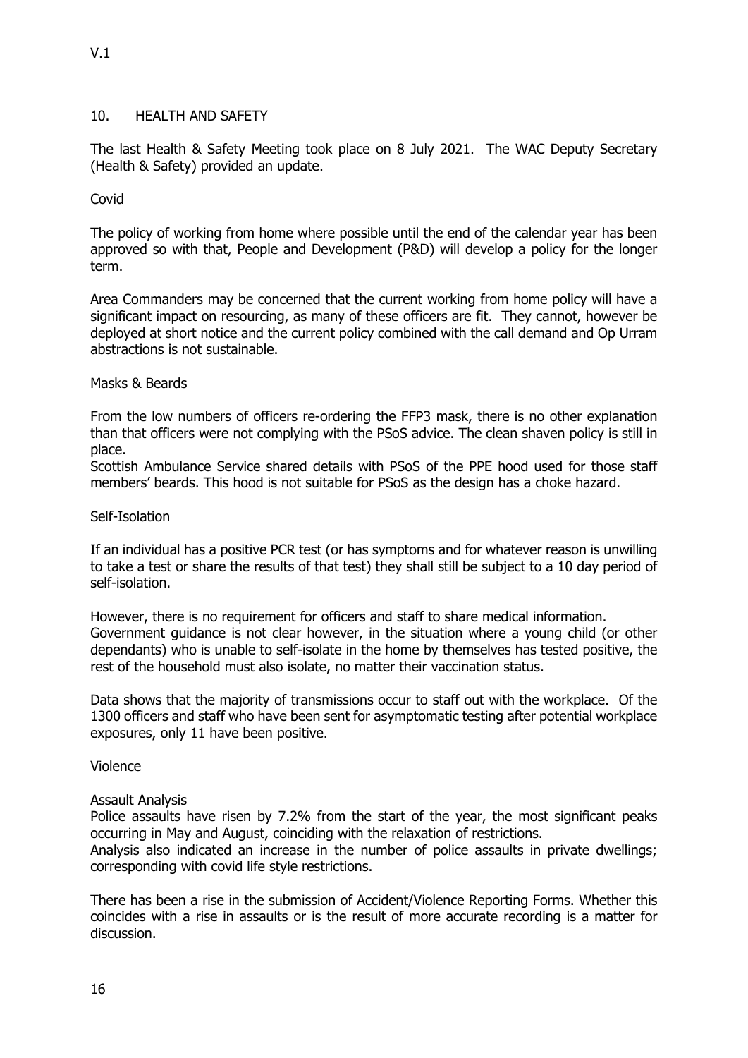## 10. HEALTH AND SAFETY

The last Health & Safety Meeting took place on 8 July 2021. The WAC Deputy Secretary (Health & Safety) provided an update.

### Covid

The policy of working from home where possible until the end of the calendar year has been approved so with that, People and Development (P&D) will develop a policy for the longer term.

Area Commanders may be concerned that the current working from home policy will have a significant impact on resourcing, as many of these officers are fit. They cannot, however be deployed at short notice and the current policy combined with the call demand and Op Urram abstractions is not sustainable.

### Masks & Beards

From the low numbers of officers re-ordering the FFP3 mask, there is no other explanation than that officers were not complying with the PSoS advice. The clean shaven policy is still in place.

Scottish Ambulance Service shared details with PSoS of the PPE hood used for those staff members' beards. This hood is not suitable for PSoS as the design has a choke hazard.

### Self-Isolation

If an individual has a positive PCR test (or has symptoms and for whatever reason is unwilling to take a test or share the results of that test) they shall still be subject to a 10 day period of self-isolation.

However, there is no requirement for officers and staff to share medical information.

Government guidance is not clear however, in the situation where a young child (or other dependants) who is unable to self-isolate in the home by themselves has tested positive, the rest of the household must also isolate, no matter their vaccination status.

Data shows that the majority of transmissions occur to staff out with the workplace. Of the 1300 officers and staff who have been sent for asymptomatic testing after potential workplace exposures, only 11 have been positive.

### Violence

#### Assault Analysis

Police assaults have risen by 7.2% from the start of the year, the most significant peaks occurring in May and August, coinciding with the relaxation of restrictions.

Analysis also indicated an increase in the number of police assaults in private dwellings; corresponding with covid life style restrictions.

There has been a rise in the submission of Accident/Violence Reporting Forms. Whether this coincides with a rise in assaults or is the result of more accurate recording is a matter for discussion.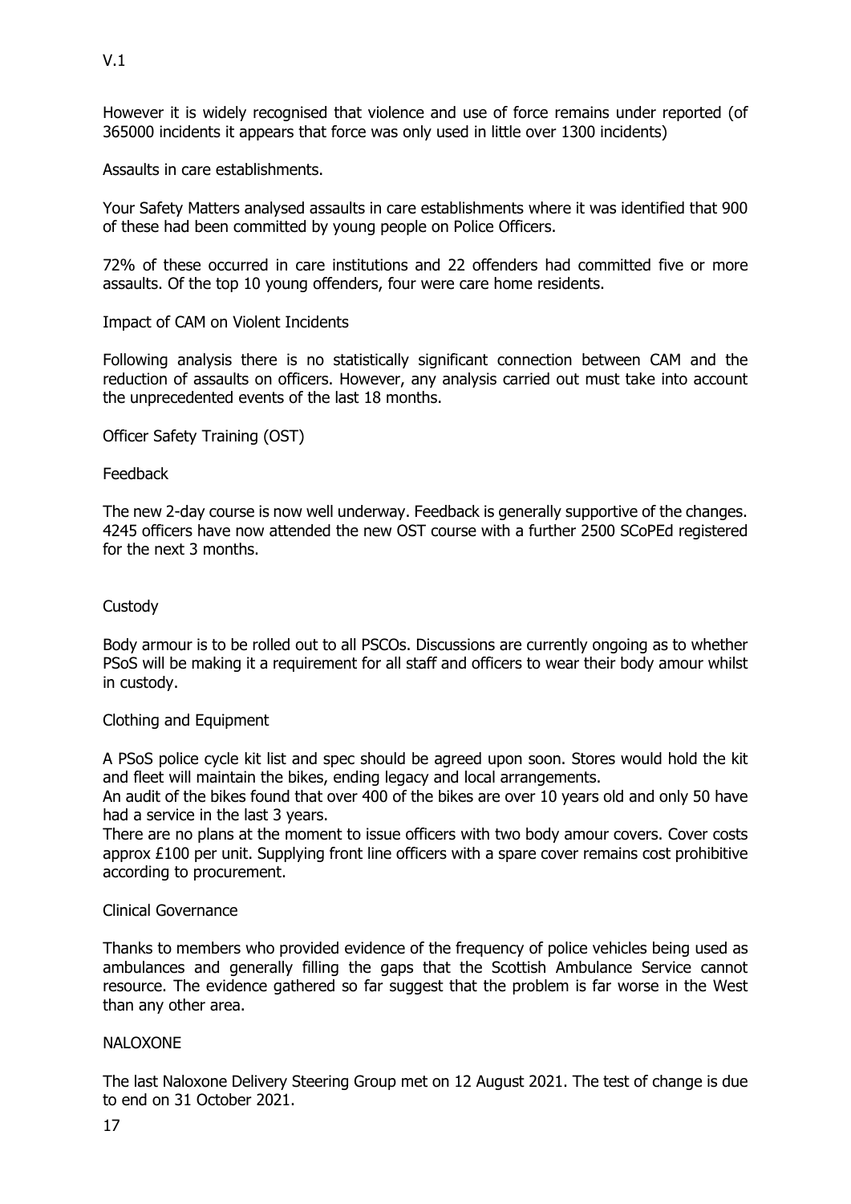However it is widely recognised that violence and use of force remains under reported (of 365000 incidents it appears that force was only used in little over 1300 incidents)

Assaults in care establishments.

Your Safety Matters analysed assaults in care establishments where it was identified that 900 of these had been committed by young people on Police Officers.

72% of these occurred in care institutions and 22 offenders had committed five or more assaults. Of the top 10 young offenders, four were care home residents.

Impact of CAM on Violent Incidents

Following analysis there is no statistically significant connection between CAM and the reduction of assaults on officers. However, any analysis carried out must take into account the unprecedented events of the last 18 months.

Officer Safety Training (OST)

Feedback

The new 2-day course is now well underway. Feedback is generally supportive of the changes. 4245 officers have now attended the new OST course with a further 2500 SCoPEd registered for the next 3 months.

Custody

Body armour is to be rolled out to all PSCOs. Discussions are currently ongoing as to whether PSoS will be making it a requirement for all staff and officers to wear their body amour whilst in custody.

Clothing and Equipment

A PSoS police cycle kit list and spec should be agreed upon soon. Stores would hold the kit and fleet will maintain the bikes, ending legacy and local arrangements.
An audit of the bikes found that over 400 of the bikes are over 10 years old and only 50 have had a service in the last 3 years.
There are no plans at the moment to issue officers with two body amour covers. Cover costs approx £100 per unit. Supplying front line officers with a spare cover remains cost prohibitive according to procurement.

Clinical Governance

Thanks to members who provided evidence of the frequency of police vehicles being used as ambulances and generally filling the gaps that the Scottish Ambulance Service cannot resource. The evidence gathered so far suggest that the problem is far worse in the West than any other area.

NALOXONE

The last Naloxone Delivery Steering Group met on 12 August 2021. The test of change is due to end on 31 October 2021.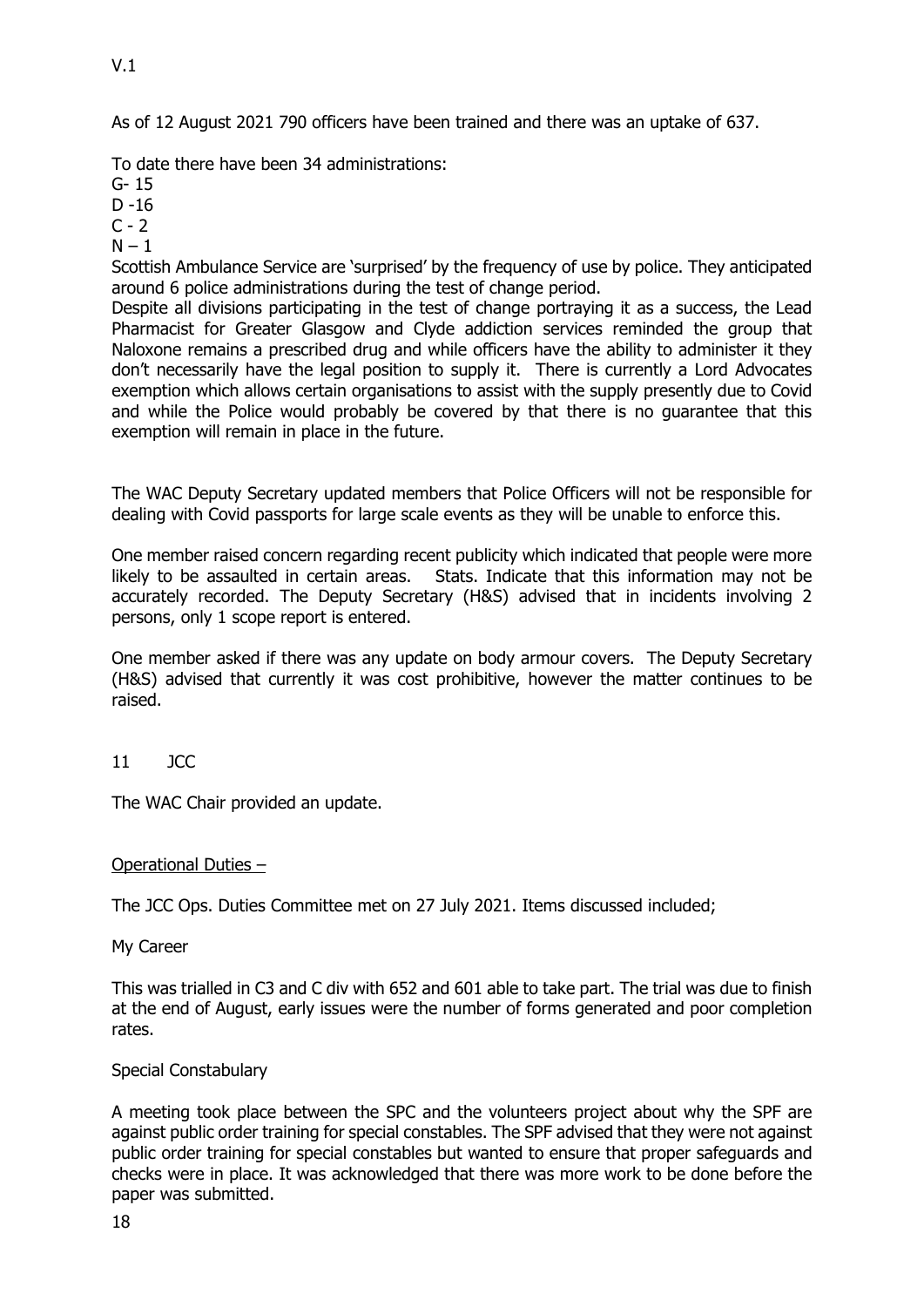As of 12 August 2021 790 officers have been trained and there was an uptake of 637.

To date there have been 34 administrations:

G- 15
D -16
C - 2
N – 1

Scottish Ambulance Service are 'surprised' by the frequency of use by police. They anticipated around 6 police administrations during the test of change period.

Despite all divisions participating in the test of change portraying it as a success, the Lead Pharmacist for Greater Glasgow and Clyde addiction services reminded the group that Naloxone remains a prescribed drug and while officers have the ability to administer it they don't necessarily have the legal position to supply it. There is currently a Lord Advocates exemption which allows certain organisations to assist with the supply presently due to Covid and while the Police would probably be covered by that there is no guarantee that this exemption will remain in place in the future.

The WAC Deputy Secretary updated members that Police Officers will not be responsible for dealing with Covid passports for large scale events as they will be unable to enforce this.

One member raised concern regarding recent publicity which indicated that people were more likely to be assaulted in certain areas. Stats. Indicate that this information may not be accurately recorded. The Deputy Secretary (H&S) advised that in incidents involving 2 persons, only 1 scope report is entered.

One member asked if there was any update on body armour covers. The Deputy Secretary (H&S) advised that currently it was cost prohibitive, however the matter continues to be raised.

11 JCC

The WAC Chair provided an update.

Operational Duties –

The JCC Ops. Duties Committee met on 27 July 2021. Items discussed included;

My Career

This was trialled in C3 and C div with 652 and 601 able to take part. The trial was due to finish at the end of August, early issues were the number of forms generated and poor completion rates.

Special Constabulary

A meeting took place between the SPC and the volunteers project about why the SPF are against public order training for special constables. The SPF advised that they were not against public order training for special constables but wanted to ensure that proper safeguards and checks were in place. It was acknowledged that there was more work to be done before the paper was submitted.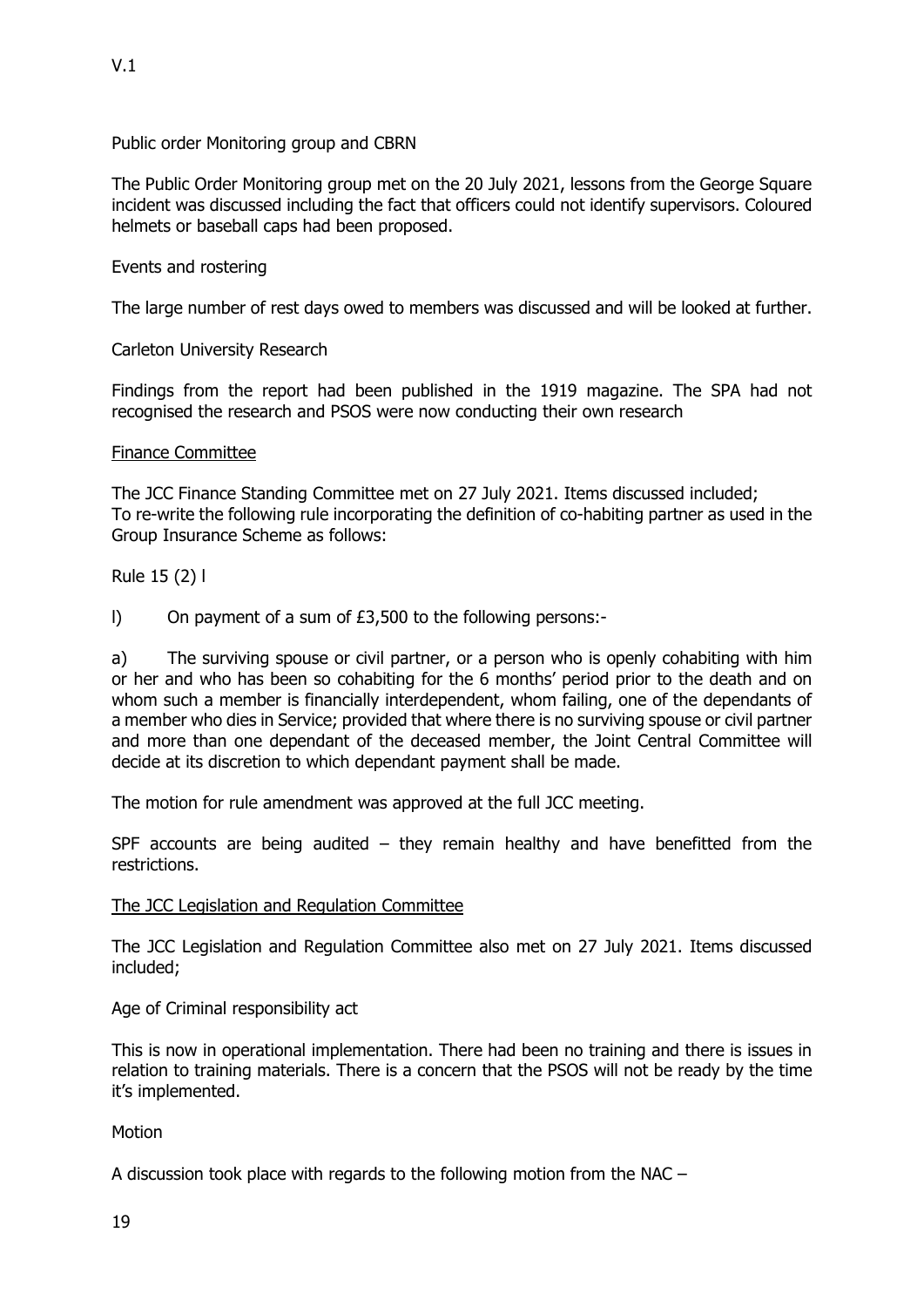Public order Monitoring group and CBRN

The Public Order Monitoring group met on the 20 July 2021, lessons from the George Square incident was discussed including the fact that officers could not identify supervisors. Coloured helmets or baseball caps had been proposed.

Events and rostering

The large number of rest days owed to members was discussed and will be looked at further.

Carleton University Research

Findings from the report had been published in the 1919 magazine. The SPA had not recognised the research and PSOS were now conducting their own research

Finance Committee

The JCC Finance Standing Committee met on 27 July 2021. Items discussed included;
To re-write the following rule incorporating the definition of co-habiting partner as used in the Group Insurance Scheme as follows:

Rule 15 (2) l

l) On payment of a sum of £3,500 to the following persons:-

a) The surviving spouse or civil partner, or a person who is openly cohabiting with him or her and who has been so cohabiting for the 6 months' period prior to the death and on whom such a member is financially interdependent, whom failing, one of the dependants of a member who dies in Service; provided that where there is no surviving spouse or civil partner and more than one dependant of the deceased member, the Joint Central Committee will decide at its discretion to which dependant payment shall be made.

The motion for rule amendment was approved at the full JCC meeting.

SPF accounts are being audited – they remain healthy and have benefitted from the restrictions.

The JCC Legislation and Regulation Committee

The JCC Legislation and Regulation Committee also met on 27 July 2021. Items discussed included;

Age of Criminal responsibility act

This is now in operational implementation. There had been no training and there is issues in relation to training materials. There is a concern that the PSOS will not be ready by the time it's implemented.

Motion

A discussion took place with regards to the following motion from the NAC –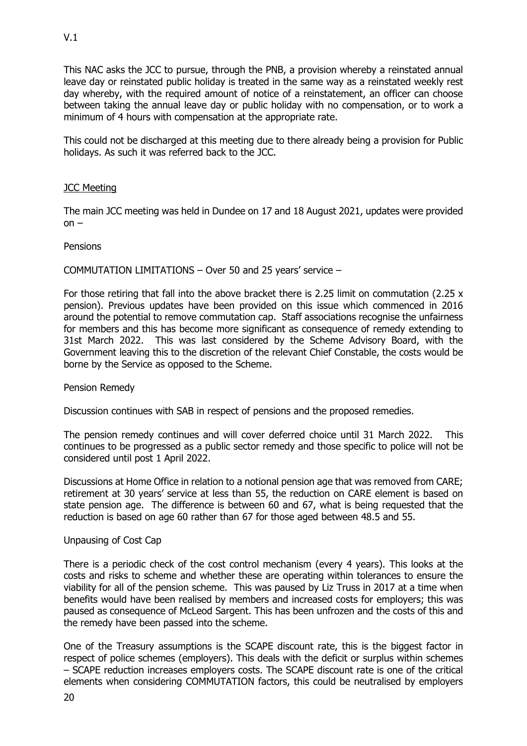This NAC asks the JCC to pursue, through the PNB, a provision whereby a reinstated annual leave day or reinstated public holiday is treated in the same way as a reinstated weekly rest day whereby, with the required amount of notice of a reinstatement, an officer can choose between taking the annual leave day or public holiday with no compensation, or to work a minimum of 4 hours with compensation at the appropriate rate.

This could not be discharged at this meeting due to there already being a provision for Public holidays. As such it was referred back to the JCC.

## JCC Meeting

The main JCC meeting was held in Dundee on 17 and 18 August 2021, updates were provided on –

Pensions

COMMUTATION LIMITATIONS – Over 50 and 25 years' service –

For those retiring that fall into the above bracket there is 2.25 limit on commutation (2.25 x pension). Previous updates have been provided on this issue which commenced in 2016 around the potential to remove commutation cap. Staff associations recognise the unfairness for members and this has become more significant as consequence of remedy extending to 31st March 2022. This was last considered by the Scheme Advisory Board, with the Government leaving this to the discretion of the relevant Chief Constable, the costs would be borne by the Service as opposed to the Scheme.

Pension Remedy

Discussion continues with SAB in respect of pensions and the proposed remedies.

The pension remedy continues and will cover deferred choice until 31 March 2022. This continues to be progressed as a public sector remedy and those specific to police will not be considered until post 1 April 2022.

Discussions at Home Office in relation to a notional pension age that was removed from CARE; retirement at 30 years' service at less than 55, the reduction on CARE element is based on state pension age. The difference is between 60 and 67, what is being requested that the reduction is based on age 60 rather than 67 for those aged between 48.5 and 55.

Unpausing of Cost Cap

There is a periodic check of the cost control mechanism (every 4 years). This looks at the costs and risks to scheme and whether these are operating within tolerances to ensure the viability for all of the pension scheme. This was paused by Liz Truss in 2017 at a time when benefits would have been realised by members and increased costs for employers; this was paused as consequence of McLeod Sargent. This has been unfrozen and the costs of this and the remedy have been passed into the scheme.

One of the Treasury assumptions is the SCAPE discount rate, this is the biggest factor in respect of police schemes (employers). This deals with the deficit or surplus within schemes – SCAPE reduction increases employers costs. The SCAPE discount rate is one of the critical elements when considering COMMUTATION factors, this could be neutralised by employers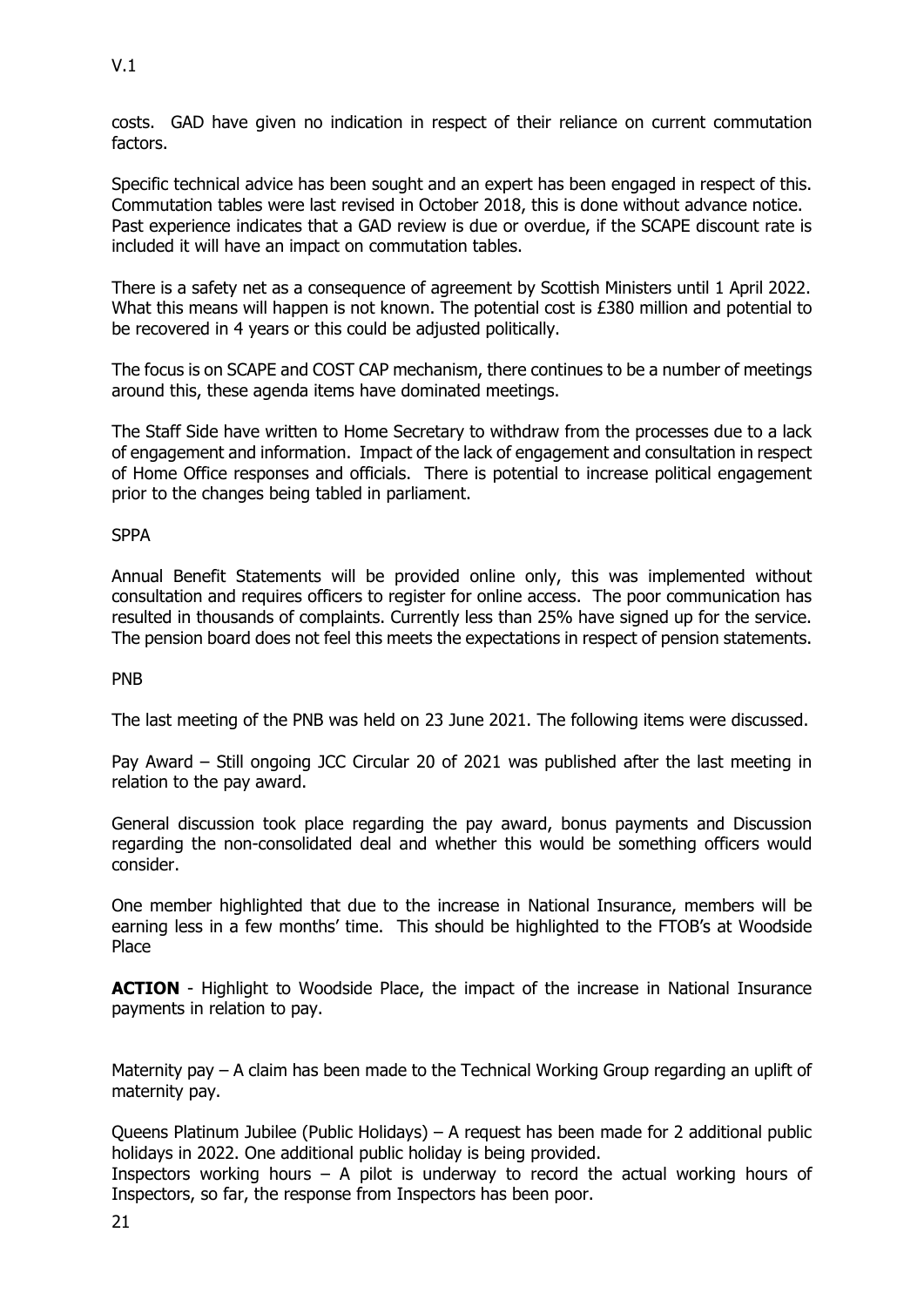costs. GAD have given no indication in respect of their reliance on current commutation factors.

Specific technical advice has been sought and an expert has been engaged in respect of this. Commutation tables were last revised in October 2018, this is done without advance notice. Past experience indicates that a GAD review is due or overdue, if the SCAPE discount rate is included it will have an impact on commutation tables.

There is a safety net as a consequence of agreement by Scottish Ministers until 1 April 2022. What this means will happen is not known. The potential cost is £380 million and potential to be recovered in 4 years or this could be adjusted politically.

The focus is on SCAPE and COST CAP mechanism, there continues to be a number of meetings around this, these agenda items have dominated meetings.

The Staff Side have written to Home Secretary to withdraw from the processes due to a lack of engagement and information. Impact of the lack of engagement and consultation in respect of Home Office responses and officials. There is potential to increase political engagement prior to the changes being tabled in parliament.

SPPA

Annual Benefit Statements will be provided online only, this was implemented without consultation and requires officers to register for online access. The poor communication has resulted in thousands of complaints. Currently less than 25% have signed up for the service. The pension board does not feel this meets the expectations in respect of pension statements.

PNB

The last meeting of the PNB was held on 23 June 2021. The following items were discussed.

Pay Award – Still ongoing JCC Circular 20 of 2021 was published after the last meeting in relation to the pay award.

General discussion took place regarding the pay award, bonus payments and Discussion regarding the non-consolidated deal and whether this would be something officers would consider.

One member highlighted that due to the increase in National Insurance, members will be earning less in a few months' time. This should be highlighted to the FTOB's at Woodside Place

**ACTION** - Highlight to Woodside Place, the impact of the increase in National Insurance payments in relation to pay.

Maternity pay – A claim has been made to the Technical Working Group regarding an uplift of maternity pay.

Queens Platinum Jubilee (Public Holidays) – A request has been made for 2 additional public holidays in 2022. One additional public holiday is being provided.

Inspectors working hours – A pilot is underway to record the actual working hours of Inspectors, so far, the response from Inspectors has been poor.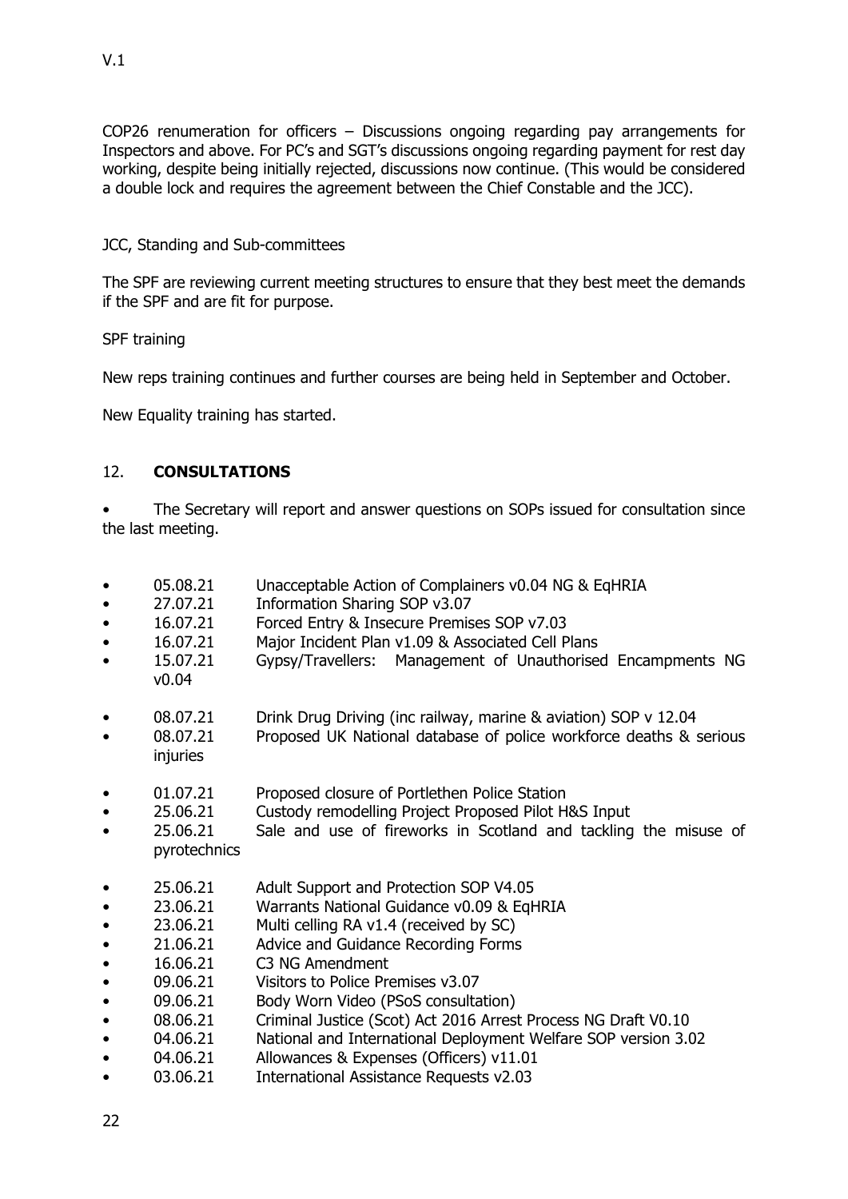V.1

COP26 renumeration for officers – Discussions ongoing regarding pay arrangements for Inspectors and above. For PC's and SGT's discussions ongoing regarding payment for rest day working, despite being initially rejected, discussions now continue. (This would be considered a double lock and requires the agreement between the Chief Constable and the JCC).

JCC, Standing and Sub-committees

The SPF are reviewing current meeting structures to ensure that they best meet the demands if the SPF and are fit for purpose.

SPF training

New reps training continues and further courses are being held in September and October.

New Equality training has started.

## 12. **CONSULTATIONS**

- The Secretary will report and answer questions on SOPs issued for consultation since the last meeting.

- 05.08.21 Unacceptable Action of Complainers v0.04 NG & EqHRIA
- 27.07.21 Information Sharing SOP v3.07
- 16.07.21 Forced Entry & Insecure Premises SOP v7.03
- 16.07.21 Major Incident Plan v1.09 & Associated Cell Plans
- 15.07.21 Gypsy/Travellers: Management of Unauthorised Encampments NG v0.04
- 08.07.21 Drink Drug Driving (inc railway, marine & aviation) SOP v 12.04
- 08.07.21 Proposed UK National database of police workforce deaths & serious injuries
- 01.07.21 Proposed closure of Portlethen Police Station
- 25.06.21 Custody remodelling Project Proposed Pilot H&S Input
- 25.06.21 Sale and use of fireworks in Scotland and tackling the misuse of pyrotechnics
- 25.06.21 Adult Support and Protection SOP V4.05
- 23.06.21 Warrants National Guidance v0.09 & EqHRIA
- 23.06.21 Multi celling RA v1.4 (received by SC)
- 21.06.21 Advice and Guidance Recording Forms
- 16.06.21 C3 NG Amendment
- 09.06.21 Visitors to Police Premises v3.07
- 09.06.21 Body Worn Video (PSoS consultation)
- 08.06.21 Criminal Justice (Scot) Act 2016 Arrest Process NG Draft V0.10
- 04.06.21 National and International Deployment Welfare SOP version 3.02
- 04.06.21 Allowances & Expenses (Officers) v11.01
- 03.06.21 International Assistance Requests v2.03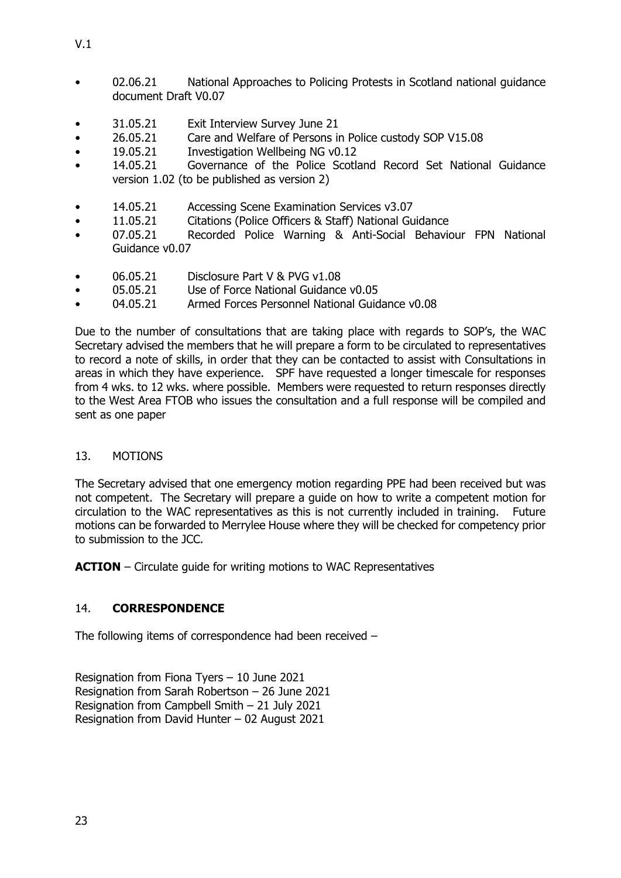V.1

- 02.06.21 National Approaches to Policing Protests in Scotland national guidance document Draft V0.07
- 31.05.21 Exit Interview Survey June 21
- 26.05.21 Care and Welfare of Persons in Police custody SOP V15.08
- 19.05.21 Investigation Wellbeing NG v0.12
- 14.05.21 Governance of the Police Scotland Record Set National Guidance version 1.02 (to be published as version 2)
- 14.05.21 Accessing Scene Examination Services v3.07
- 11.05.21 Citations (Police Officers & Staff) National Guidance
- 07.05.21 Recorded Police Warning & Anti-Social Behaviour FPN National Guidance v0.07
- 06.05.21 Disclosure Part V & PVG v1.08
- 05.05.21 Use of Force National Guidance v0.05
- 04.05.21 Armed Forces Personnel National Guidance v0.08

Due to the number of consultations that are taking place with regards to SOP's, the WAC Secretary advised the members that he will prepare a form to be circulated to representatives to record a note of skills, in order that they can be contacted to assist with Consultations in areas in which they have experience. SPF have requested a longer timescale for responses from 4 wks. to 12 wks. where possible. Members were requested to return responses directly to the West Area FTOB who issues the consultation and a full response will be compiled and sent as one paper

13. MOTIONS

The Secretary advised that one emergency motion regarding PPE had been received but was not competent. The Secretary will prepare a guide on how to write a competent motion for circulation to the WAC representatives as this is not currently included in training. Future motions can be forwarded to Merrylee House where they will be checked for competency prior to submission to the JCC.

**ACTION** – Circulate guide for writing motions to WAC Representatives

14. **CORRESPONDENCE**

The following items of correspondence had been received –

Resignation from Fiona Tyers – 10 June 2021
Resignation from Sarah Robertson – 26 June 2021
Resignation from Campbell Smith – 21 July 2021
Resignation from David Hunter – 02 August 2021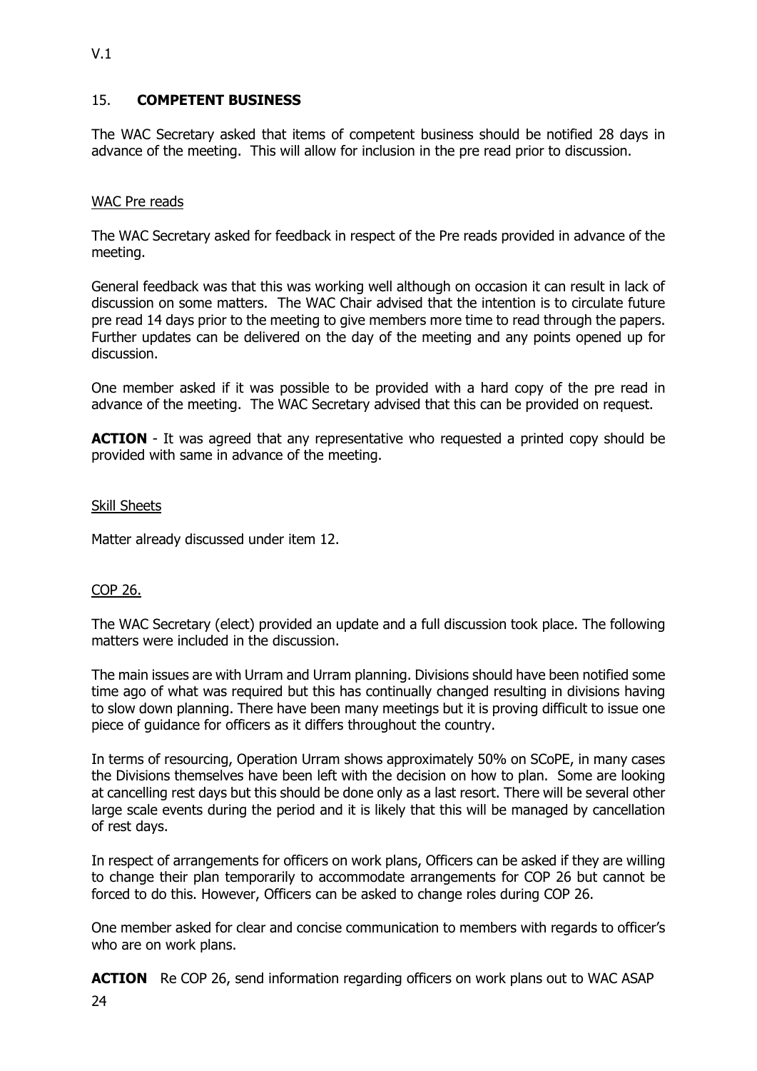## 15. **COMPETENT BUSINESS**

The WAC Secretary asked that items of competent business should be notified 28 days in advance of the meeting. This will allow for inclusion in the pre read prior to discussion.

### WAC Pre reads

The WAC Secretary asked for feedback in respect of the Pre reads provided in advance of the meeting.

General feedback was that this was working well although on occasion it can result in lack of discussion on some matters. The WAC Chair advised that the intention is to circulate future pre read 14 days prior to the meeting to give members more time to read through the papers. Further updates can be delivered on the day of the meeting and any points opened up for discussion.

One member asked if it was possible to be provided with a hard copy of the pre read in advance of the meeting. The WAC Secretary advised that this can be provided on request.

**ACTION** - It was agreed that any representative who requested a printed copy should be provided with same in advance of the meeting.

### Skill Sheets

Matter already discussed under item 12.

### COP 26.

The WAC Secretary (elect) provided an update and a full discussion took place. The following matters were included in the discussion.

The main issues are with Urram and Urram planning. Divisions should have been notified some time ago of what was required but this has continually changed resulting in divisions having to slow down planning. There have been many meetings but it is proving difficult to issue one piece of guidance for officers as it differs throughout the country.

In terms of resourcing, Operation Urram shows approximately 50% on SCoPE, in many cases the Divisions themselves have been left with the decision on how to plan. Some are looking at cancelling rest days but this should be done only as a last resort. There will be several other large scale events during the period and it is likely that this will be managed by cancellation of rest days.

In respect of arrangements for officers on work plans, Officers can be asked if they are willing to change their plan temporarily to accommodate arrangements for COP 26 but cannot be forced to do this. However, Officers can be asked to change roles during COP 26.

One member asked for clear and concise communication to members with regards to officer's who are on work plans.

**ACTION** Re COP 26, send information regarding officers on work plans out to WAC ASAP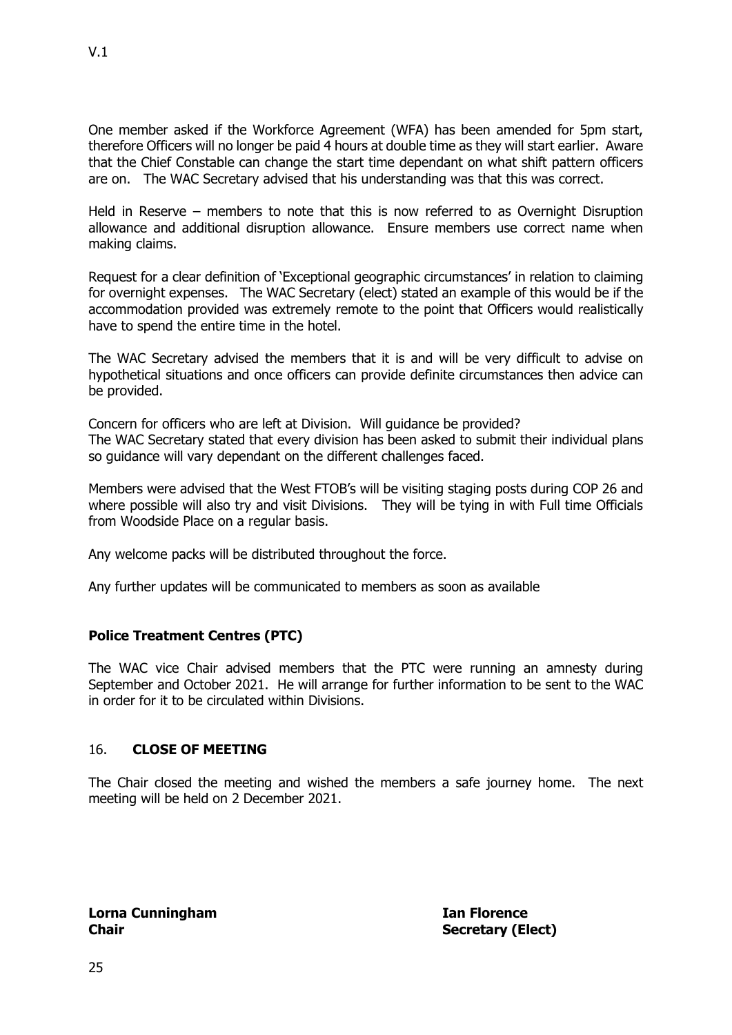One member asked if the Workforce Agreement (WFA) has been amended for 5pm start, therefore Officers will no longer be paid 4 hours at double time as they will start earlier. Aware that the Chief Constable can change the start time dependant on what shift pattern officers are on. The WAC Secretary advised that his understanding was that this was correct.

Held in Reserve – members to note that this is now referred to as Overnight Disruption allowance and additional disruption allowance. Ensure members use correct name when making claims.

Request for a clear definition of 'Exceptional geographic circumstances' in relation to claiming for overnight expenses. The WAC Secretary (elect) stated an example of this would be if the accommodation provided was extremely remote to the point that Officers would realistically have to spend the entire time in the hotel.

The WAC Secretary advised the members that it is and will be very difficult to advise on hypothetical situations and once officers can provide definite circumstances then advice can be provided.

Concern for officers who are left at Division. Will guidance be provided?
The WAC Secretary stated that every division has been asked to submit their individual plans so guidance will vary dependant on the different challenges faced.

Members were advised that the West FTOB's will be visiting staging posts during COP 26 and where possible will also try and visit Divisions. They will be tying in with Full time Officials from Woodside Place on a regular basis.

Any welcome packs will be distributed throughout the force.

Any further updates will be communicated to members as soon as available

**Police Treatment Centres (PTC)**

The WAC vice Chair advised members that the PTC were running an amnesty during September and October 2021. He will arrange for further information to be sent to the WAC in order for it to be circulated within Divisions.

## 16. CLOSE OF MEETING

The Chair closed the meeting and wished the members a safe journey home. The next meeting will be held on 2 December 2021.

**Lorna Cunningham**
**Chair**

**Ian Florence**
**Secretary (Elect)**